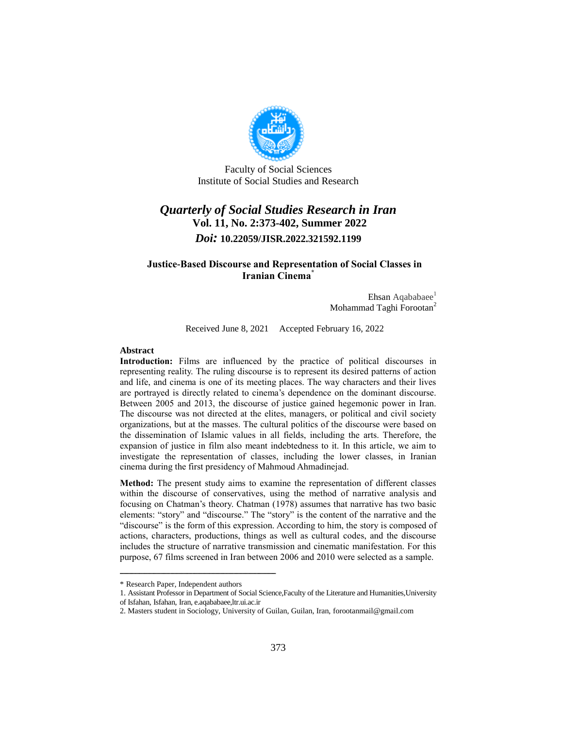Faculty of Social Sciences
Institute of Social Studies and Research

# *Quarterly of Social Studies Research in Iran*

**Vol. 11, No. 2:373-402, Summer 2022**

***Doi:* 10.22059/JISR.2022.321592.1199**

## Justice-Based Discourse and Representation of Social Classes in Iranian Cinema*

Ehsan Aqababaee[1]
Mohammad Taghi Forootan[2]

Received June 8, 2021  Accepted February 16, 2022

### Abstract

**Introduction:** Films are influenced by the practice of political discourses in representing reality. The ruling discourse is to represent its desired patterns of action and life, and cinema is one of its meeting places. The way characters and their lives are portrayed is directly related to cinema's dependence on the dominant discourse. Between 2005 and 2013, the discourse of justice gained hegemonic power in Iran. The discourse was not directed at the elites, managers, or political and civil society organizations, but at the masses. The cultural politics of the discourse were based on the dissemination of Islamic values in all fields, including the arts. Therefore, the expansion of justice in film also meant indebtedness to it. In this article, we aim to investigate the representation of classes, including the lower classes, in Iranian cinema during the first presidency of Mahmoud Ahmadinejad.

**Method:** The present study aims to examine the representation of different classes within the discourse of conservatives, using the method of narrative analysis and focusing on Chatman's theory. Chatman (1978) assumes that narrative has two basic elements: "story" and "discourse." The "story" is the content of the narrative and the "discourse" is the form of this expression. According to him, the story is composed of actions, characters, productions, things as well as cultural codes, and the discourse includes the structure of narrative transmission and cinematic manifestation. For this purpose, 67 films screened in Iran between 2006 and 2010 were selected as a sample.

---

* Research Paper, Independent authors

1. Assistant Professor in Department of Social Science,Faculty of the Literature and Humanities,University of Isfahan, Isfahan, Iran, e.aqababaee,ltr.ui.ac.ir

2. Masters student in Sociology, University of Guilan, Guilan, Iran, forootanmail@gmail.com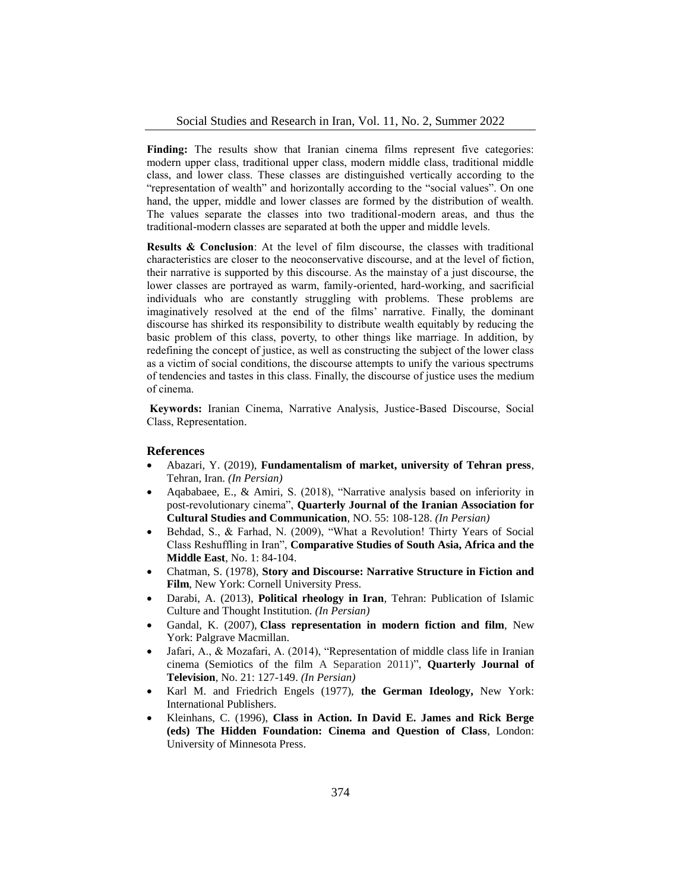**Finding:** The results show that Iranian cinema films represent five categories: modern upper class, traditional upper class, modern middle class, traditional middle class, and lower class. These classes are distinguished vertically according to the "representation of wealth" and horizontally according to the "social values". On one hand, the upper, middle and lower classes are formed by the distribution of wealth. The values separate the classes into two traditional-modern areas, and thus the traditional-modern classes are separated at both the upper and middle levels.

**Results & Conclusion**: At the level of film discourse, the classes with traditional characteristics are closer to the neoconservative discourse, and at the level of fiction, their narrative is supported by this discourse. As the mainstay of a just discourse, the lower classes are portrayed as warm, family-oriented, hard-working, and sacrificial individuals who are constantly struggling with problems. These problems are imaginatively resolved at the end of the films' narrative. Finally, the dominant discourse has shirked its responsibility to distribute wealth equitably by reducing the basic problem of this class, poverty, to other things like marriage. In addition, by redefining the concept of justice, as well as constructing the subject of the lower class as a victim of social conditions, the discourse attempts to unify the various spectrums of tendencies and tastes in this class. Finally, the discourse of justice uses the medium of cinema.

**Keywords:** Iranian Cinema, Narrative Analysis, Justice-Based Discourse, Social Class, Representation.

## References

- Abazari, Y. (2019), **Fundamentalism of market, university of Tehran press**, Tehran, Iran. *(In Persian)*
- Aqababaee, E., & Amiri, S. (2018), "Narrative analysis based on inferiority in post-revolutionary cinema", **Quarterly Journal of the Iranian Association for Cultural Studies and Communication**, NO. 55: 108-128. *(In Persian)*
- Behdad, S., & Farhad, N. (2009), "What a Revolution! Thirty Years of Social Class Reshuffling in Iran", **Comparative Studies of South Asia, Africa and the Middle East**, No. 1: 84-104.
- Chatman, S. (1978), **Story and Discourse: Narrative Structure in Fiction and Film**, New York: Cornell University Press.
- Darabi, A. (2013), **Political rheology in Iran**, Tehran: Publication of Islamic Culture and Thought Institution. *(In Persian)*
- Gandal, K. (2007), **Class representation in modern fiction and film**, New York: Palgrave Macmillan.
- Jafari, A., & Mozafari, A. (2014), "Representation of middle class life in Iranian cinema (Semiotics of the film A Separation 2011)", **Quarterly Journal of Television**, No. 21: 127-149. *(In Persian)*
- Karl M. and Friedrich Engels (1977), **the German Ideology,** New York: International Publishers.
- Kleinhans, C. (1996), **Class in Action. In David E. James and Rick Berge (eds) The Hidden Foundation: Cinema and Question of Class**, London: University of Minnesota Press.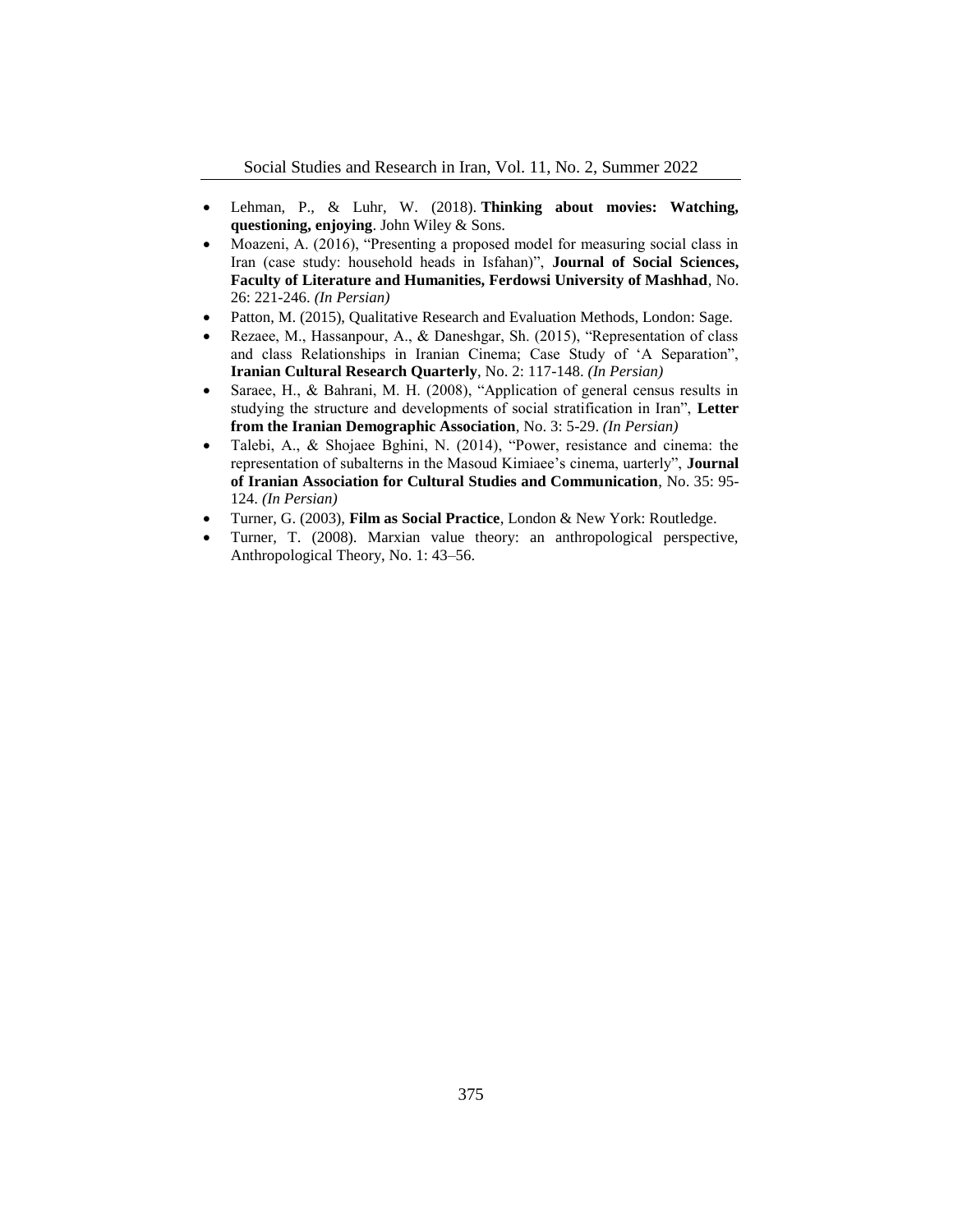- Lehman, P., & Luhr, W. (2018). **Thinking about movies: Watching, questioning, enjoying**. John Wiley & Sons.
- Moazeni, A. (2016), "Presenting a proposed model for measuring social class in Iran (case study: household heads in Isfahan)", **Journal of Social Sciences, Faculty of Literature and Humanities, Ferdowsi University of Mashhad**, No. 26: 221-246. *(In Persian)*
- Patton, M. (2015), Qualitative Research and Evaluation Methods, London: Sage.
- Rezaee, M., Hassanpour, A., & Daneshgar, Sh. (2015), "Representation of class and class Relationships in Iranian Cinema; Case Study of 'A Separation", **Iranian Cultural Research Quarterly**, No. 2: 117-148. *(In Persian)*
- Saraee, H., & Bahrani, M. H. (2008), "Application of general census results in studying the structure and developments of social stratification in Iran", **Letter from the Iranian Demographic Association**, No. 3: 5-29. *(In Persian)*
- Talebi, A., & Shojaee Bghini, N. (2014), "Power, resistance and cinema: the representation of subalterns in the Masoud Kimiaee's cinema, uarterly", **Journal of Iranian Association for Cultural Studies and Communication**, No. 35: 95-124. *(In Persian)*
- Turner, G. (2003), **Film as Social Practice**, London & New York: Routledge.
- Turner, T. (2008). Marxian value theory: an anthropological perspective, Anthropological Theory, No. 1: 43–56.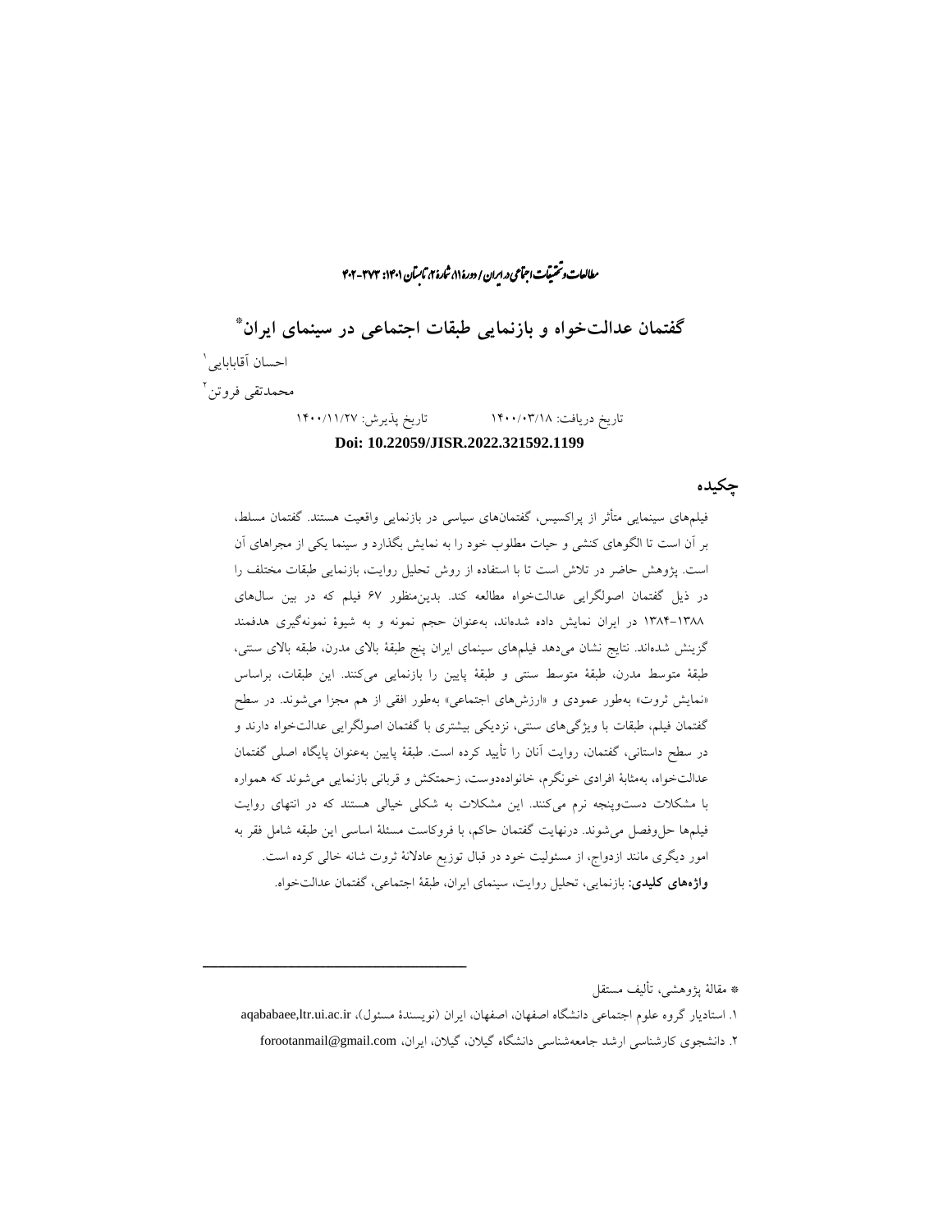# گفتمان عدالت‌خواه و بازنمایی طبقات اجتماعی در سینمای ایران*

احسان آقابابایی[1]

محمدتقی فروتن[2]

تاریخ دریافت: ۱۴۰۰/۰۳/۱۸ تاریخ پذیرش: ۱۴۰۰/۱۱/۲۷

**Doi: 10.22059/JISR.2022.321592.1199**

## چکیده

فیلم‌های سینمایی متأثر از پراکسیس، گفتمان‌های سیاسی در بازنمایی واقعیت هستند. گفتمان مسلط، بر آن است تا الگوهای کنشی و حیات مطلوب خود را به نمایش بگذارد و سینما یکی از مجراهای آن است. پژوهش حاضر در تلاش است تا با استفاده از روش تحلیل روایت، بازنمایی طبقات مختلف را در ذیل گفتمان اصولگرایی عدالت‌خواه مطالعه کند. بدین‌منظور ۶۷ فیلم که در بین سال‌های ۱۳۸۸-۱۳۸۴ در ایران نمایش داده شده‌اند، به‌عنوان حجم نمونه و به شیوهٔ نمونه‌گیری هدفمند گزینش شده‌اند. نتایج نشان می‌دهد فیلم‌های سینمای ایران پنج طبقهٔ بالای مدرن، طبقه بالای سنتی، طبقهٔ متوسط مدرن، طبقهٔ متوسط سنتی و طبقهٔ پایین را بازنمایی می‌کنند. این طبقات، براساس «نمایش ثروت» به‌طور عمودی و «ارزش‌های اجتماعی» به‌طور افقی از هم مجزا می‌شوند. در سطح گفتمان فیلم، طبقات با ویژگی‌های سنتی، نزدیکی بیشتری با گفتمان اصولگرایی عدالت‌خواه دارند و در سطح داستانی، گفتمان، روایت آنان را تأیید کرده است. طبقهٔ پایین به‌عنوان پایگاه اصلی گفتمان عدالت‌خواه، به‌مثابهٔ افرادی خونگرم، خانواده‌دوست، زحمتکش و قربانی بازنمایی می‌شوند که همواره با مشکلات دست‌وپنجه نرم می‌کنند. این مشکلات به شکلی خیالی هستند که در انتهای روایت فیلم‌ها حل‌وفصل می‌شوند. درنهایت گفتمان حاکم، با فروکاست مسئلهٔ اساسی این طبقه شامل فقر به امور دیگری مانند ازدواج، از مسئولیت خود در قبال توزیع عادلانهٔ ثروت شانه خالی کرده است.

**واژه‌های کلیدی:** بازنمایی، تحلیل روایت، سینمای ایران، طبقهٔ اجتماعی، گفتمان عدالت‌خواه.

---

* مقالهٔ پژوهشی، تألیف مستقل

۱. استادیار گروه علوم اجتماعی دانشگاه اصفهان، اصفهان، ایران (نویسندهٔ مسئول)، aqababaee,ltr.ui.ac.ir

۲. دانشجوی کارشناسی ارشد جامعه‌شناسی دانشگاه گیلان، گیلان، ایران، forootanmail@gmail.com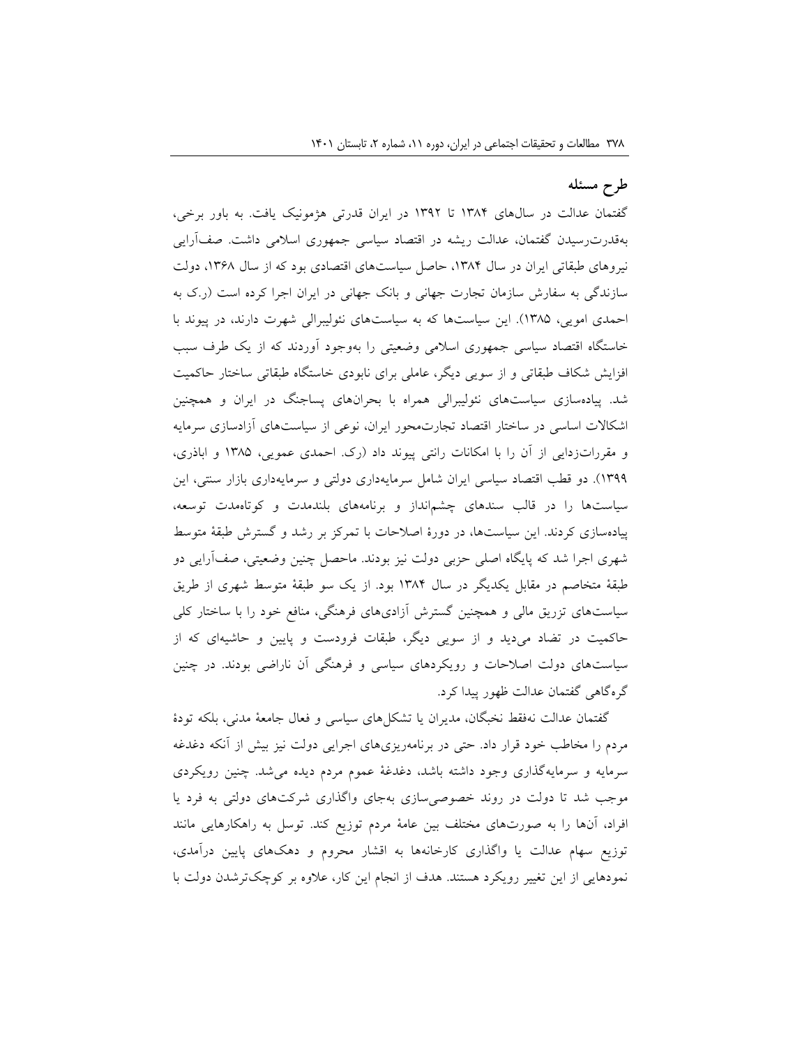## طرح مسئله

گفتمان عدالت در سال‌های ۱۳۸۴ تا ۱۳۹۲ در ایران قدرتی هژمونیک یافت. به باور برخی، به‌قدرت‌رسیدن گفتمان، عدالت ریشه در اقتصاد سیاسی جمهوری اسلامی داشت. صف‌آرایی نیروهای طبقاتی ایران در سال ۱۳۸۴، حاصل سیاست‌های اقتصادی بود که از سال ۱۳۶۸، دولت سازندگی به سفارش سازمان تجارت جهانی و بانک جهانی در ایران اجرا کرده است (ر.ک به احمدی اموبی، ۱۳۸۵). این سیاست‌ها که به سیاست‌های نئولیبرالی شهرت دارند، در پیوند با خاستگاه اقتصاد سیاسی جمهوری اسلامی وضعیتی را به‌وجود آوردند که از یک طرف سبب افزایش شکاف طبقاتی و از سویی دیگر، عاملی برای نابودی خاستگاه طبقاتی ساختار حاکمیت شد. پیاده‌سازی سیاست‌های نئولیبرالی همراه با بحران‌های پساجنگ در ایران و همچنین اشکالات اساسی در ساختار اقتصاد تجارت‌محور ایران، نوعی از سیاست‌های آزادسازی سرمایه و مقررات‌زدایی از آن را با امکانات رانتی پیوند داد (رک. احمدی عمویی، ۱۳۸۵ و اباذری، ۱۳۹۹). دو قطب اقتصاد سیاسی ایران شامل سرمایه‌داری دولتی و سرمایه‌داری بازار سنتی، این سیاست‌ها را در قالب سندهای چشم‌انداز و برنامه‌های بلندمدت و کوتاه‌مدت توسعه، پیاده‌سازی کردند. این سیاست‌ها، در دورهٔ اصلاحات با تمرکز بر رشد و گسترش طبقهٔ متوسط شهری اجرا شد که پایگاه اصلی حزبی دولت نیز بودند. ماحصل چنین وضعیتی، صف‌آرایی دو طبقهٔ متخاصم در مقابل یکدیگر در سال ۱۳۸۴ بود. از یک سو طبقهٔ متوسط شهری از طریق سیاست‌های تزریق مالی و همچنین گسترش آزادی‌های فرهنگی، منافع خود را با ساختار کلی حاکمیت در تضاد می‌دید و از سویی دیگر، طبقات فرودست و پایین و حاشیه‌ای که از سیاست‌های دولت اصلاحات و رویکردهای سیاسی و فرهنگی آن ناراضی بودند. در چنین گره‌گاهی گفتمان عدالت ظهور پیدا کرد.

گفتمان عدالت نه‌فقط نخبگان، مدیران یا تشکل‌های سیاسی و فعال جامعهٔ مدنی، بلکه تودهٔ مردم را مخاطب خود قرار داد. حتی در برنامه‌ریزی‌های اجرایی دولت نیز بیش از آنکه دغدغه سرمایه و سرمایه‌گذاری وجود داشته باشد، دغدغهٔ عموم مردم دیده می‌شد. چنین رویکردی موجب شد تا دولت در روند خصوصی‌سازی به‌جای واگذاری شرکت‌های دولتی به فرد یا افراد، آن‌ها را به صورت‌های مختلف بین عامهٔ مردم توزیع کند. توسل به راهکارهایی مانند توزیع سهام عدالت یا واگذاری کارخانه‌ها به اقشار محروم و دهک‌های پایین درآمدی، نمودهایی از این تغییر رویکرد هستند. هدف از انجام این کار، علاوه بر کوچک‌ترشدن دولت با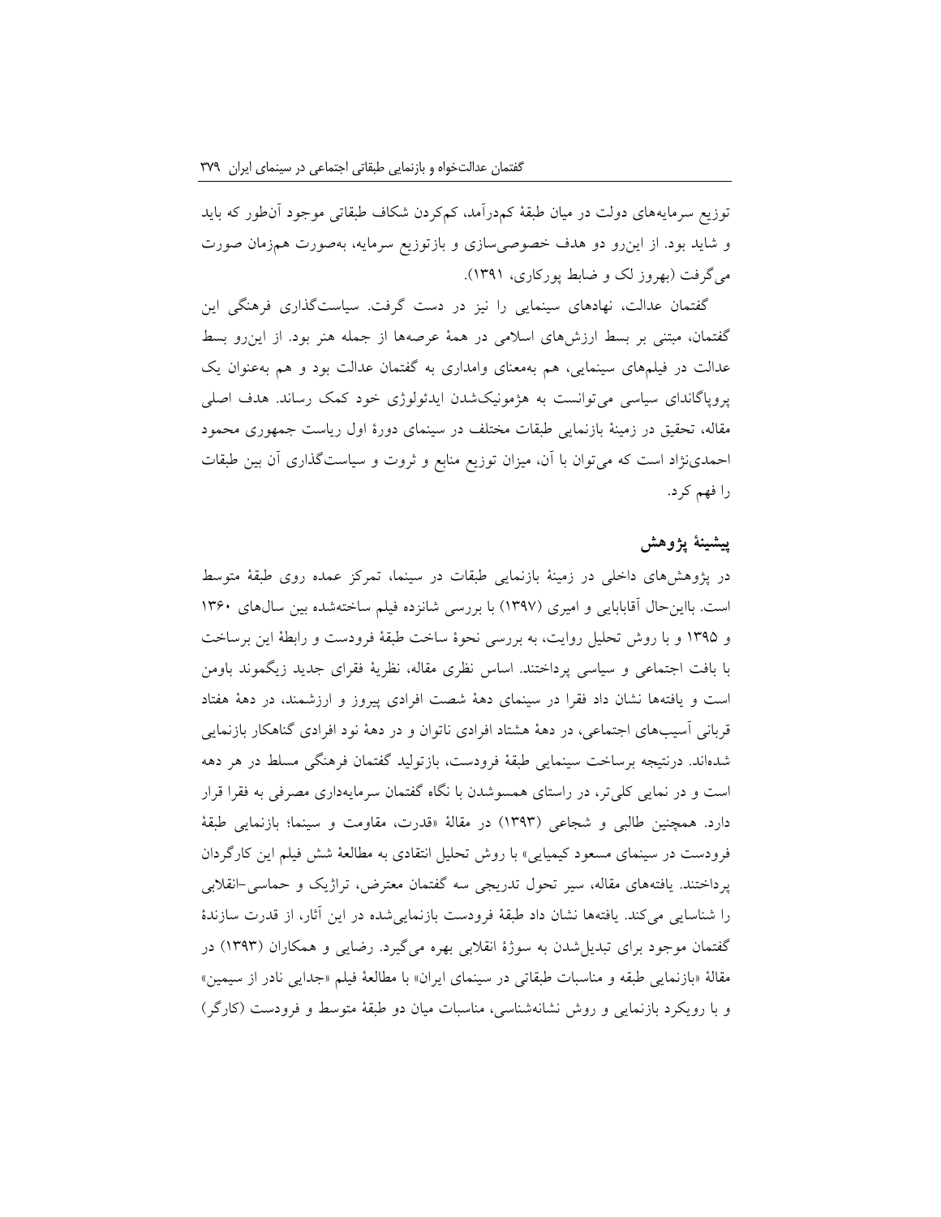توزیع سرمایه‌های دولت در میان طبقهٔ کم‌درآمد، کم‌کردن شکاف طبقاتی موجود آن‌طور که باید و شاید بود. از این‌رو دو هدف خصوصی‌سازی و بازتوزیع سرمایه، به‌صورت هم‌زمان صورت می‌گرفت (بهروز لک و ضابط پورکاری، ۱۳۹۱).

گفتمان عدالت، نهادهای سینمایی را نیز در دست گرفت. سیاست‌گذاری فرهنگی این گفتمان، مبتنی بر بسط ارزش‌های اسلامی در همهٔ عرصه‌ها از جمله هنر بود. از این‌رو بسط عدالت در فیلم‌های سینمایی، هم به‌معنای وامداری به گفتمان عدالت بود و هم به‌عنوان یک پروپاگاندای سیاسی می‌توانست به هژمونیک‌شدن ایدئولوژی خود کمک رساند. هدف اصلی مقاله، تحقیق در زمینهٔ بازنمایی طبقات مختلف در سینمای دورهٔ اول ریاست جمهوری محمود احمدی‌نژاد است که می‌توان با آن، میزان توزیع منابع و ثروت و سیاست‌گذاری آن بین طبقات را فهم کرد.

## پیشینهٔ پژوهش

در پژوهش‌های داخلی در زمینهٔ بازنمایی طبقات در سینما، تمرکز عمده روی طبقهٔ متوسط است. بااین‌حال آقابابایی و امیری (۱۳۹۷) با بررسی شانزده فیلم ساخته‌شده بین سال‌های ۱۳۶۰ و ۱۳۹۵ و با روش تحلیل روایت، به بررسی نحوهٔ ساخت طبقهٔ فرودست و رابطهٔ این برساخت با بافت اجتماعی و سیاسی پرداختند. اساس نظری مقاله، نظریهٔ فقرای جدید زیگموند باومن است و یافته‌ها نشان داد فقرا در سینمای دههٔ شصت افرادی پیروز و ارزشمند، در دههٔ هفتاد قربانی آسیب‌های اجتماعی، در دههٔ هشتاد افرادی ناتوان و در دههٔ نود افرادی گناهکار بازنمایی شده‌اند. درنتیجه برساخت سینمایی طبقهٔ فرودست، بازتولید گفتمان فرهنگی مسلط در هر دهه است و در نمایی کلی‌تر، در راستای هم‌سوشدن با نگاه گفتمان سرمایه‌داری مصرفی به فقرا قرار دارد. همچنین طالبی و شجاعی (۱۳۹۳) در مقالهٔ «قدرت، مقاومت و سینما؛ بازنمایی طبقهٔ فرودست در سینمای مسعود کیمیایی» با روش تحلیل انتقادی به مطالعهٔ شش فیلم این کارگردان پرداختند. یافته‌های مقاله، سیر تحول تدریجی سه گفتمان معترض، تراژیک و حماسی-انقلابی را شناسایی می‌کند. یافته‌ها نشان داد طبقهٔ فرودست بازنمایی‌شده در این آثار، از قدرت سازندهٔ گفتمان موجود برای تبدیل‌شدن به سوژهٔ انقلابی بهره می‌گیرد. رضایی و همکاران (۱۳۹۳) در مقالهٔ «بازنمایی طبقه و مناسبات طبقاتی در سینمای ایران» با مطالعهٔ فیلم «جدایی نادر از سیمین» و با رویکرد بازنمایی و روش نشانه‌شناسی، مناسبات میان دو طبقهٔ متوسط و فرودست (کارگر)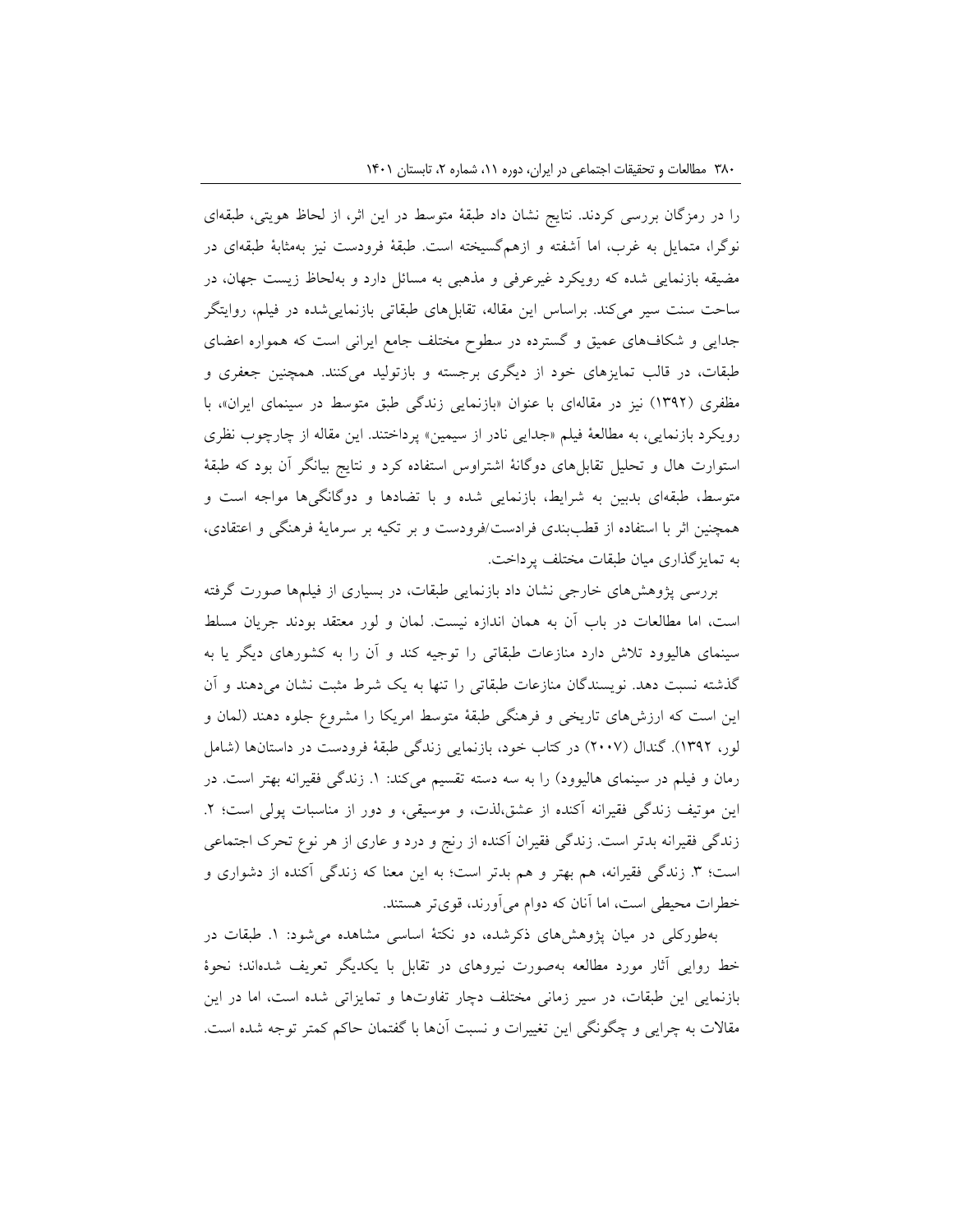را در رمزگان بررسی کردند. نتایج نشان داد طبقهٔ متوسط در این اثر، از لحاظ هویتی، طبقه‌ای نوگرا، متمایل به غرب، اما آشفته و ازهم‌گسیخته است. طبقهٔ فرودست نیز به‌مثابهٔ طبقه‌ای در مضیقه بازنمایی شده که رویکرد غیرعرفی و مذهبی به مسائل دارد و به‌لحاظ زیست جهان، در ساحت سنت سیر می‌کند. براساس این مقاله، تقابل‌های طبقاتی بازنمایی‌شده در فیلم، روایتگر جدایی و شکاف‌های عمیق و گسترده در سطوح مختلف جامع ایرانی است که همواره اعضای طبقات، در قالب تمایزهای خود از دیگری برجسته و بازتولید می‌کنند. همچنین جعفری و مظفری (۱۳۹۲) نیز در مقاله‌ای با عنوان «بازنمایی زندگی طبق متوسط در سینمای ایران»، با رویکرد بازنمایی، به مطالعهٔ فیلم «جدایی نادر از سیمین» پرداختند. این مقاله از چارچوب نظری استوارت هال و تحلیل تقابل‌های دوگانهٔ اشتراوس استفاده کرد و نتایج بیانگر آن بود که طبقهٔ متوسط، طبقه‌ای بدبین به شرایط، بازنمایی شده و با تضادها و دوگانگی‌ها مواجه است و همچنین اثر با استفاده از قطب‌بندی فرادست/فرودست و بر تکیه بر سرمایهٔ فرهنگی و اعتقادی، به تمایزگذاری میان طبقات مختلف پرداخت.

بررسی پژوهش‌های خارجی نشان داد بازنمایی طبقات، در بسیاری از فیلم‌ها صورت گرفته است، اما مطالعات در باب آن به همان اندازه نیست. لمان و لور معتقد بودند جریان مسلط سینمای هالیوود تلاش دارد منازعات طبقاتی را توجیه کند و آن را به کشورهای دیگر یا به گذشته نسبت دهد. نویسندگان منازعات طبقاتی را تنها به یک شرط مثبت نشان می‌دهند و آن این است که ارزش‌های تاریخی و فرهنگی طبقهٔ متوسط امریکا را مشروع جلوه دهند (لمان و لور، ۱۳۹۲). گندال (۲۰۰۷) در کتاب خود، بازنمایی زندگی طبقهٔ فرودست در داستان‌ها (شامل رمان و فیلم در سینمای هالیوود) را به سه دسته تقسیم می‌کند: ۱. زندگی فقیرانه بهتر است. در این موتیف زندگی فقیرانه آکنده از عشق،لذت، و موسیقی، و دور از مناسبات پولی است؛ ۲. زندگی فقیرانه بدتر است. زندگی فقیران آکنده از رنج و درد و عاری از هر نوع تحرک اجتماعی است؛ ۳. زندگی فقیرانه، هم بهتر و هم بدتر است؛ به این معنا که زندگی آکنده از دشواری و خطرات محیطی است، اما آنان که دوام می‌آورند، قوی‌تر هستند.

به‌طورکلی در میان پژوهش‌های ذکرشده، دو نکتهٔ اساسی مشاهده می‌شود: ۱. طبقات در خط روایی آثار مورد مطالعه به‌صورت نیروهای در تقابل با یکدیگر تعریف شده‌اند؛ نحوهٔ بازنمایی این طبقات، در سیر زمانی مختلف دچار تفاوت‌ها و تمایزاتی شده است، اما در این مقالات به چرایی و چگونگی این تغییرات و نسبت آن‌ها با گفتمان حاکم کمتر توجه شده است.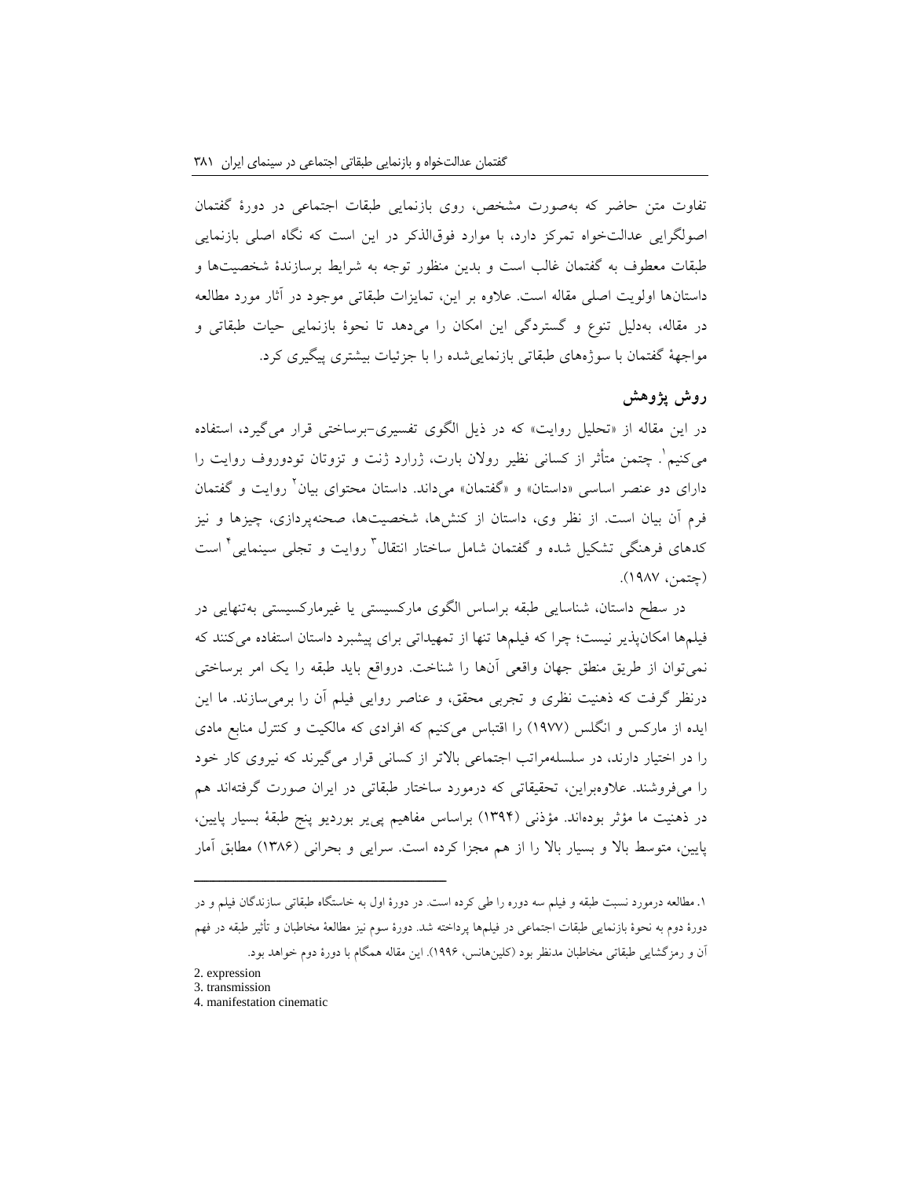تفاوت متن حاضر که به‌صورت مشخص، روی بازنمایی طبقات اجتماعی در دورهٔ گفتمان اصولگرایی عدالت‌خواه تمرکز دارد، با موارد فوق‌الذکر در این است که نگاه اصلی بازنمایی طبقات معطوف به گفتمان غالب است و بدین منظور توجه به شرایط برسازندهٔ شخصیت‌ها و داستان‌ها اولویت اصلی مقاله است. علاوه بر این، تمایزات طبقاتی موجود در آثار مورد مطالعه در مقاله، به‌دلیل تنوع و گستردگی این امکان را می‌دهد تا نحوهٔ بازنمایی حیات طبقاتی و مواجههٔ گفتمان با سوژه‌های طبقاتی بازنمایی‌شده را با جزئیات بیشتری پیگیری کرد.

## روش پژوهش

در این مقاله از «تحلیل روایت» که در ذیل الگوی تفسیری-برساختی قرار می‌گیرد، استفاده می‌کنیم[1]. چتمن متأثر از کسانی نظیر رولان بارت، ژرارد ژنت و تزوتان تودوروف روایت را دارای دو عنصر اساسی «داستان» و «گفتمان» می‌داند. داستان محتوای بیان[2] روایت و گفتمان فرم آن بیان است. از نظر وی، داستان از کنش‌ها، شخصیت‌ها، صحنه‌پردازی، چیزها و نیز کدهای فرهنگی تشکیل شده و گفتمان شامل ساختار انتقال[3] روایت و تجلی سینمایی[4] است (چتمن، ۱۹۸۷).

در سطح داستان، شناسایی طبقه براساس الگوی مارکسیستی یا غیرمارکسیستی به‌تنهایی در فیلم‌ها امکان‌پذیر نیست؛ چرا که فیلم‌ها تنها از تمهیداتی برای پیشبرد داستان استفاده می‌کنند که نمی‌توان از طریق منطق جهان واقعی آن‌ها را شناخت. درواقع باید طبقه را یک امر برساختی درنظر گرفت که ذهنیت نظری و تجربی محقق، و عناصر روایی فیلم آن را برمی‌سازند. ما این ایده از مارکس و انگلس (۱۹۷۷) را اقتباس می‌کنیم که افرادی که مالکیت و کنترل منابع مادی را در اختیار دارند، در سلسله‌مراتب اجتماعی بالاتر از کسانی قرار می‌گیرند که نیروی کار خود را می‌فروشند. علاوه‌براین، تحقیقاتی که درمورد ساختار طبقاتی در ایران صورت گرفته‌اند هم در ذهنیت ما مؤثر بوده‌اند. مؤذنی (۱۳۹۴) براساس مفاهیم پی‌یر بوردیو پنج طبقهٔ بسیار پایین، پایین، متوسط بالا و بسیار بالا را از هم مجزا کرده است. سرایی و بحرانی (۱۳۸۶) مطابق آمار

---

۱. مطالعه درمورد نسبت طبقه و فیلم سه دوره را طی کرده است. در دورهٔ اول به خاستگاه طبقاتی سازندگان فیلم و در دورهٔ دوم به نحوهٔ بازنمایی طبقات اجتماعی در فیلم‌ها پرداخته شد. دورهٔ سوم نیز مطالعهٔ مخاطبان و تأثیر طبقه در فهم آن و رمزگشایی طبقاتی مخاطبان مدنظر بود (کلین‌هانس، ۱۹۹۶). این مقاله همگام با دورهٔ دوم خواهد بود.

2. expression
3. transmission
4. manifestation cinematic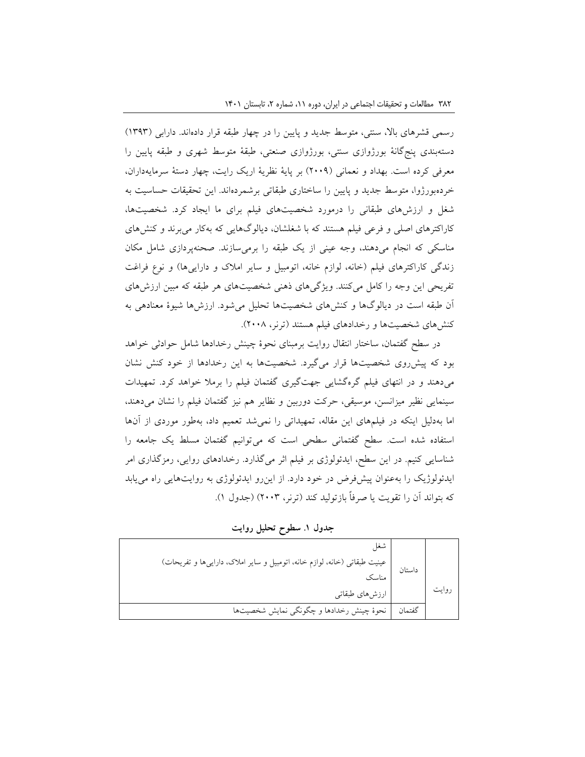رسمی قشرهای بالا، سنتی، متوسط جدید و پایین را در چهار طبقه قرار داده‌اند. دارابی (۱۳۹۳) دسته‌بندی پنج‌گانهٔ بورژوازی سنتی، بورژوازی صنعتی، طبقهٔ متوسط شهری و طبقه پایین را معرفی کرده است. بهداد و نعمانی (۲۰۰۹) بر پایهٔ نظریهٔ اریک رایت، چهار دستهٔ سرمایه‌داران، خرده‌بورژوا، متوسط جدید و پایین را ساختاری طبقاتی برشمرده‌اند. این تحقیقات حساسیت به شغل و ارزش‌های طبقاتی را درمورد شخصیت‌های فیلم برای ما ایجاد کرد. شخصیت‌ها، کاراکترهای اصلی و فرعی فیلم هستند که با شغلشان، دیالوگ‌هایی که به‌کار می‌برند و کنش‌های مناسکی که انجام می‌دهند، وجه عینی از یک طبقه را برمی‌سازند. صحنه‌پردازی شامل مکان زندگی کاراکترهای فیلم (خانه، لوازم خانه، اتومبیل و سایر املاک و دارایی‌ها) و نوع فراغت تفریحی این وجه را کامل می‌کنند. ویژگی‌های ذهنی شخصیت‌های هر طبقه که مبین ارزش‌های آن طبقه است در دیالوگ‌ها و کنش‌های شخصیت‌ها تحلیل می‌شود. ارزش‌ها شیوهٔ معنادهی به کنش‌های شخصیت‌ها و رخدادهای فیلم هستند (ترنر، ۲۰۰۸).

در سطح گفتمان، ساختار انتقال روایت برمبنای نحوهٔ چینش رخدادها شامل حوادثی خواهد بود که پیش‌روی شخصیت‌ها قرار می‌گیرد. شخصیت‌ها به این رخدادها از خود کنش نشان می‌دهند و در انتهای فیلم گره‌گشایی جهت‌گیری گفتمان فیلم را برملا خواهد کرد. تمهیدات سینمایی نظیر میزانسن، موسیقی، حرکت دوربین و نظایر هم نیز گفتمان فیلم را نشان می‌دهند، اما به‌دلیل اینکه در فیلم‌های این مقاله، تمهیداتی را نمی‌شد تعمیم داد، به‌طور موردی از آن‌ها استفاده شده است. سطح گفتمانی سطحی است که می‌توانیم گفتمان مسلط یک جامعه را شناسایی کنیم. در این سطح، ایدئولوژی بر فیلم اثر می‌گذارد. رخدادهای روایی، رمزگذاری امر ایدئولوژیک را به‌عنوان پیش‌فرض در خود دارد. از این‌رو ایدئولوژی به روایت‌هایی راه می‌یابد که بتواند آن را تقویت یا صرفاً بازتولید کند (ترنر، ۲۰۰۳) (جدول ۱).

**جدول ۱. سطوح تحلیل روایت**

| | | |
|---|---|---|
| روایت | داستان | شغل |
| | | عینیت طبقاتی (خانه، لوازم خانه، اتومبیل و سایر املاک، دارایی‌ها و تفریحات) |
| | | مناسک |
| | | ارزش‌های طبقاتی |
| | گفتمان | نحوهٔ چینش رخدادها و چگونگی نمایش شخصیت‌ها |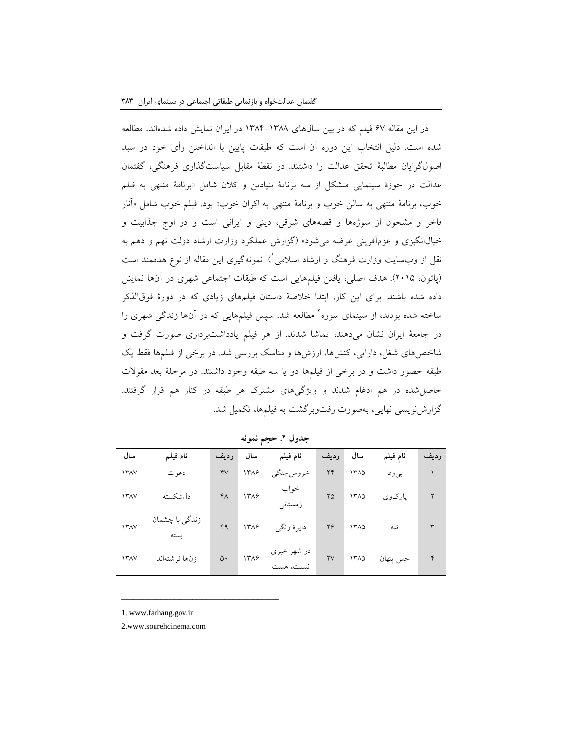در این مقاله ۶۷ فیلم که در بین سال‌های ۱۳۸۸-۱۳۸۴ در ایران نمایش داده شده‌اند، مطالعه شده است. دلیل انتخاب این دوره آن است که طبقات پایین با انداختن رأی خود در سبد اصول‌گرایان مطالبهٔ تحقق عدالت را داشتند. در نقطهٔ مقابل سیاست‌گذاری فرهنگی، گفتمان عدالت در حوزهٔ سینمایی متشکل از سه برنامهٔ بنیادین و کلان شامل «برنامهٔ منتهی به فیلم خوب، برنامهٔ منتهی به سالن خوب و برنامهٔ منتهی به اکران خوب» بود. فیلم خوب شامل «آثار فاخر و مشحون از سوژه‌ها و قصه‌های شرقی، دینی و ایرانی است و در اوج جذابیت و خیال‌انگیزی و عزم‌آفرینی عرضه می‌شود» (گزارش عملکرد وزارت ارشاد دولت نهم و دهم به نقل از وب‌سایت وزارت فرهنگ و ارشاد اسلامی[1]). نمونه‌گیری این مقاله از نوع هدفمند است (پاتون، ۲۰۱۵). هدف اصلی، یافتن فیلم‌هایی است که طبقات اجتماعی شهری در آن‌ها نمایش داده شده باشند. برای این کار، ابتدا خلاصهٔ داستان فیلم‌های زیادی که در دورهٔ فوق‌الذکر ساخته شده بودند، از سینمای سوره[2] مطالعه شد. سپس فیلم‌هایی که در آن‌ها زندگی شهری را در جامعهٔ ایران نشان می‌دهند، تماشا شدند. از هر فیلم یادداشت‌برداری صورت گرفت و شاخص‌های شغل، دارایی، کنش‌ها، ارزش‌ها و مناسک بررسی شد. در برخی از فیلم‌ها فقط یک طبقه حضور داشت و در برخی از فیلم‌ها دو یا سه طبقه وجود داشتند. در مرحلهٔ بعد مقولات حاصل‌شده در هم ادغام شدند و ویژگی‌های مشترک هر طبقه در کنار هم قرار گرفتند. گزارش‌نویسی نهایی، به‌صورت رفت‌وبرگشت به فیلم‌ها، تکمیل شد.

**جدول ۲. حجم نمونه**

| ردیف | نام فیلم | سال | ردیف | نام فیلم | سال | ردیف | نام فیلم | سال |
|---|---|---|---|---|---|---|---|---|
| ۱ | بی‌وفا | ۱۳۸۵ | ۲۴ | خروس‌جنگی | ۱۳۸۶ | ۴۷ | دعوت | ۱۳۸۷ |
| ۲ | پارک‌وی | ۱۳۸۵ | ۲۵ | خواب زمستانی | ۱۳۸۶ | ۴۸ | دل‌شکسته | ۱۳۸۷ |
| ۳ | تله | ۱۳۸۵ | ۲۶ | دایرهٔ زنگی | ۱۳۸۶ | ۴۹ | زندگی با چشمان بسته | ۱۳۸۷ |
| ۴ | حس پنهان | ۱۳۸۵ | ۲۷ | در شهر خبری نیست، هست | ۱۳۸۶ | ۵۰ | زن‌ها فرشته‌اند | ۱۳۸۷ |

---

1. www.farhang.gov.ir

2. www.sourehcinema.com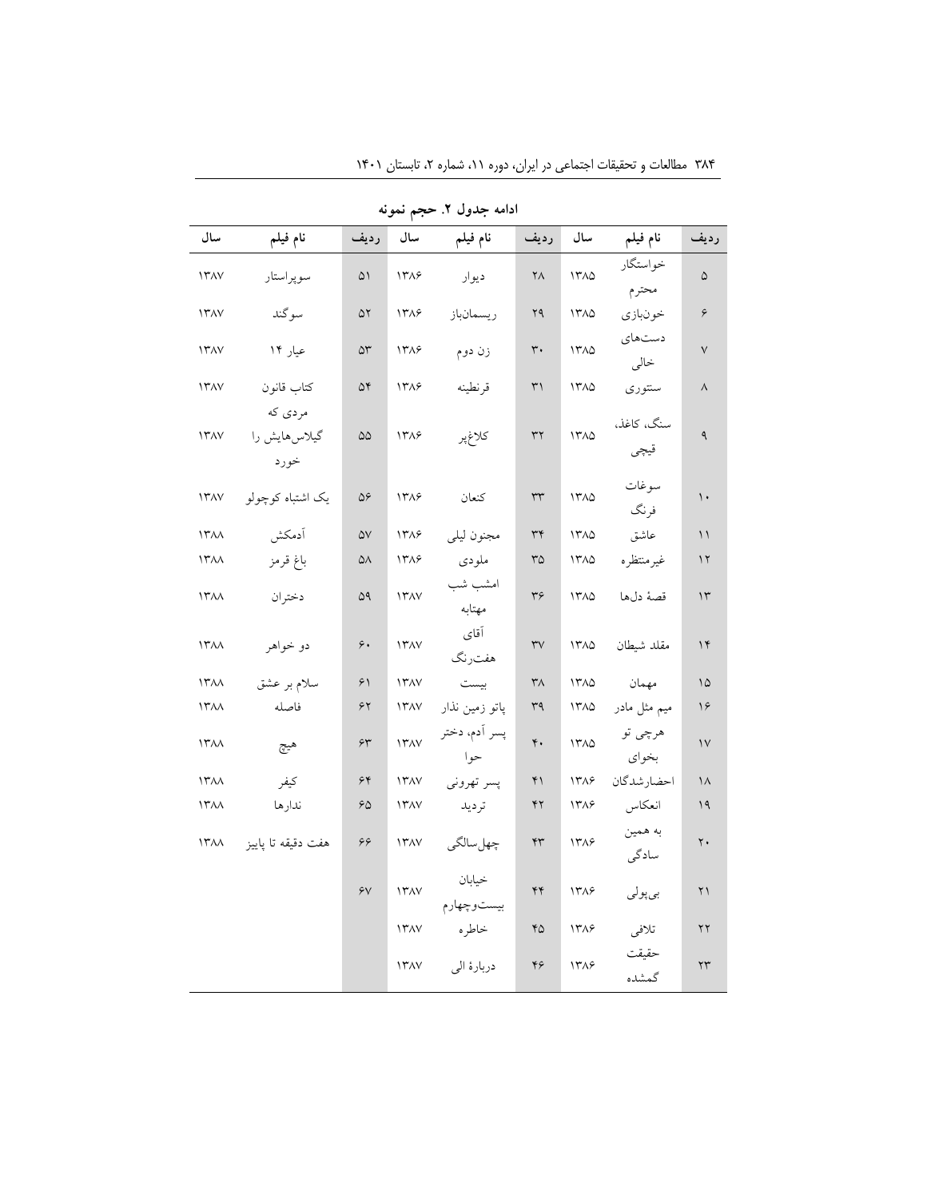**ادامه جدول ۲. حجم نمونه**

| ردیف | نام فیلم | سال | ردیف | نام فیلم | سال | ردیف | نام فیلم | سال |
|---|---|---|---|---|---|---|---|---|
| ۵ | خواستگار محترم | ۱۳۸۵ | ۲۸ | دیوار | ۱۳۸۶ | ۵۱ | سوپراستار | ۱۳۸۷ |
| ۶ | خونبازی | ۱۳۸۵ | ۲۹ | ریسمان‌باز | ۱۳۸۶ | ۵۲ | سوگند | ۱۳۸۷ |
| ۷ | دست‌های خالی | ۱۳۸۵ | ۳۰ | زن دوم | ۱۳۸۶ | ۵۳ | عیار ۱۴ | ۱۳۸۷ |
| ۸ | سنتوری | ۱۳۸۵ | ۳۱ | قرنطینه | ۱۳۸۶ | ۵۴ | کتاب قانون | ۱۳۸۷ |
| ۹ | سنگ، کاغذ، قیچی | ۱۳۸۵ | ۳۲ | کلاغ‌پر | ۱۳۸۶ | ۵۵ | مردی که گیلاس‌هایش را خورد | ۱۳۸۷ |
| ۱۰ | سوغات فرنگ | ۱۳۸۵ | ۳۳ | کنعان | ۱۳۸۶ | ۵۶ | یک اشتباه کوچولو | ۱۳۸۷ |
| ۱۱ | عاشق | ۱۳۸۵ | ۳۴ | مجنون لیلی | ۱۳۸۶ | ۵۷ | آدمکش | ۱۳۸۸ |
| ۱۲ | غیرمنتظره | ۱۳۸۵ | ۳۵ | ملودی | ۱۳۸۶ | ۵۸ | باغ قرمز | ۱۳۸۸ |
| ۱۳ | قصهٔ دل‌ها | ۱۳۸۵ | ۳۶ | امشب شب مهتابه | ۱۳۸۷ | ۵۹ | دختران | ۱۳۸۸ |
| ۱۴ | مقلد شیطان | ۱۳۸۵ | ۳۷ | آقای هفت‌رنگ | ۱۳۸۷ | ۶۰ | دو خواهر | ۱۳۸۸ |
| ۱۵ | مهمان | ۱۳۸۵ | ۳۸ | بیست | ۱۳۸۷ | ۶۱ | سلام بر عشق | ۱۳۸۸ |
| ۱۶ | میم مثل مادر | ۱۳۸۵ | ۳۹ | پاتو زمین نذار | ۱۳۸۷ | ۶۲ | فاصله | ۱۳۸۸ |
| ۱۷ | هرچی تو بخوای | ۱۳۸۵ | ۴۰ | پسر آدم، دختر حوا | ۱۳۸۷ | ۶۳ | هیچ | ۱۳۸۸ |
| ۱۸ | احضارشدگان | ۱۳۸۶ | ۴۱ | پسر تهرونی | ۱۳۸۷ | ۶۴ | کیفر | ۱۳۸۸ |
| ۱۹ | انعکاس | ۱۳۸۶ | ۴۲ | تردید | ۱۳۸۷ | ۶۵ | ندارها | ۱۳۸۸ |
| ۲۰ | به همین سادگی | ۱۳۸۶ | ۴۳ | چهل‌سالگی | ۱۳۸۷ | ۶۶ | هفت دقیقه تا پاییز | ۱۳۸۸ |
| ۲۱ | بی‌پولی | ۱۳۸۶ | ۴۴ | خیابان بیست‌وچهارم | ۱۳۸۷ | ۶۷ | | |
| ۲۲ | تلافی | ۱۳۸۶ | ۴۵ | خاطره | ۱۳۸۷ | | | |
| ۲۳ | حقیقت گمشده | ۱۳۸۶ | ۴۶ | دربارهٔ الی | ۱۳۸۷ | | | |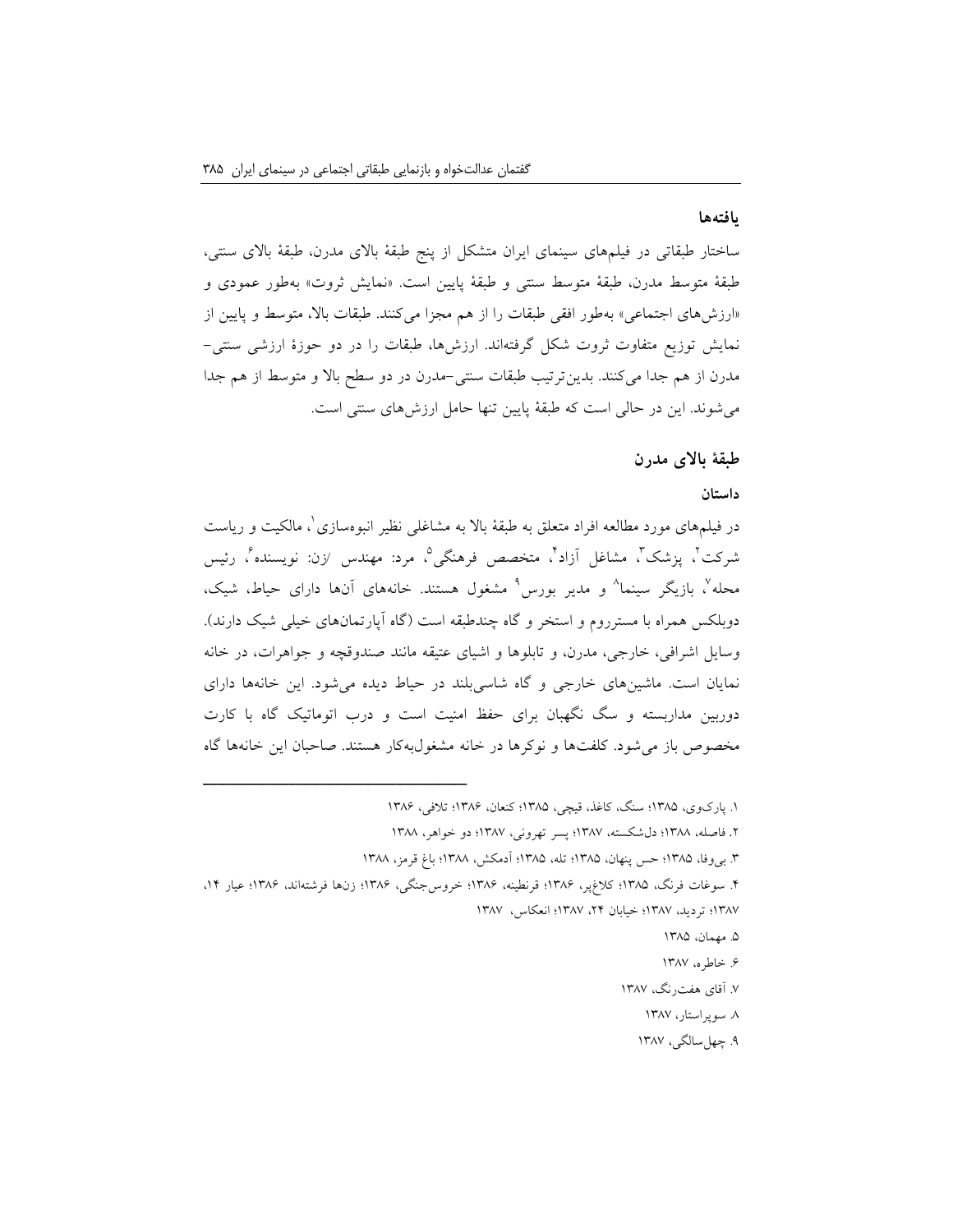### یافته‌ها

ساختار طبقاتی در فیلم‌های سینمای ایران متشکل از پنج طبقهٔ بالای مدرن، طبقهٔ بالای سنتی، طبقهٔ متوسط مدرن، طبقهٔ متوسط سنتی و طبقهٔ پایین است. «نمایش ثروت» به‌طور عمودی و «ارزش‌های اجتماعی» به‌طور افقی طبقات را از هم مجزا می‌کنند. طبقات بالا، متوسط و پایین از نمایش توزیع متفاوت ثروت شکل گرفته‌اند. ارزش‌ها، طبقات را در دو حوزهٔ ارزشی سنتی–مدرن از هم جدا می‌کنند. بدین‌ترتیب طبقات سنتی–مدرن در دو سطح بالا و متوسط از هم جدا می‌شوند. این در حالی است که طبقهٔ پایین تنها حامل ارزش‌های سنتی است.

## طبقهٔ بالای مدرن

### داستان

در فیلم‌های مورد مطالعه افراد متعلق به طبقهٔ بالا به مشاغلی نظیر انبوه‌سازی[1]، مالکیت و ریاست شرکت[2]، پزشک[3]، مشاغل آزاد[4]، متخصص فرهنگی[5]، مرد: مهندس /زن: نویسنده[6]، رئیس محله[7]، بازیگر سینما[8] و مدیر بورس[9] مشغول هستند. خانه‌های آن‌ها دارای حیاط، شیک، دوبلکس همراه با مسترروم و استخر و گاه چندطبقه است (گاه آپارتمان‌های خیلی شیک دارند). وسایل اشرافی، خارجی، مدرن، و تابلوها و اشیای عتیقه مانند صندوقچه و جواهرات، در خانه نمایان است. ماشین‌های خارجی و گاه شاسی‌بلند در حیاط دیده می‌شود. این خانه‌ها دارای دوربین مداربسته و سگ نگهبان برای حفظ امنیت است و درب اتوماتیک گاه با کارت مخصوص باز می‌شود. کلفت‌ها و نوکرها در خانه مشغول‌به‌کار هستند. صاحبان این خانه‌ها گاه

---

۱. پارک‌وی، ۱۳۸۵؛ سنگ، کاغذ، قیچی، ۱۳۸۵؛ کنعان، ۱۳۸۶؛ تلافی، ۱۳۸۶

۲. فاصله، ۱۳۸۸؛ دل‌شکسته، ۱۳۸۷؛ پسر تهرونی، ۱۳۸۷؛ دو خواهر، ۱۳۸۸

۳. بی‌وفا، ۱۳۸۵؛ حس پنهان، ۱۳۸۵؛ تله، ۱۳۸۵؛ آدمکش، ۱۳۸۸؛ باغ قرمز، ۱۳۸۸

۴. سوغات فرنگ، ۱۳۸۵؛ کلاغ‌پر، ۱۳۸۶؛ قرنطینه، ۱۳۸۶؛ خروس‌جنگی، ۱۳۸۶؛ زن‌ها فرشته‌اند، ۱۳۸۶؛ عیار ۱۴، ۱۳۸۷؛ تردید، ۱۳۸۷؛ خیابان ۲۴، ۱۳۸۷؛ انعکاس، ۱۳۸۷

۵. مهمان، ۱۳۸۵

۶. خاطره، ۱۳۸۷

۷. آقای هفت‌رنگ، ۱۳۸۷

۸. سوپراستار، ۱۳۸۷

۹. چهل‌سالگی، ۱۳۸۷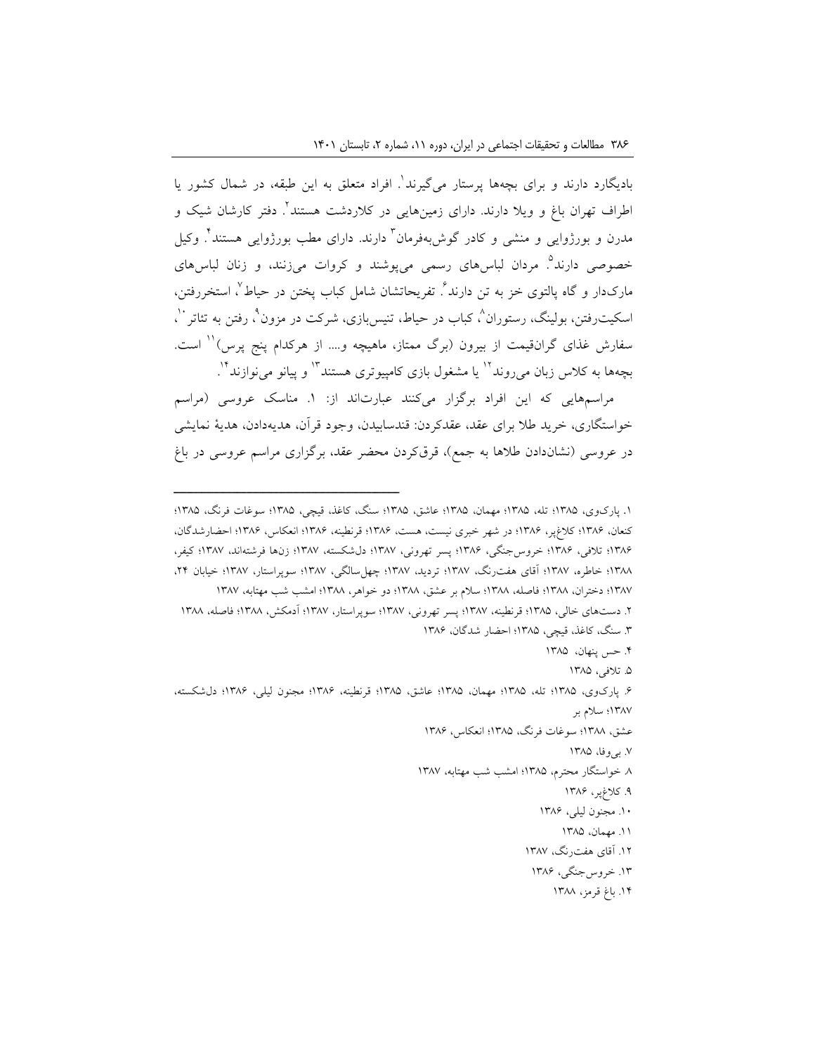بادیگارد دارند و برای بچه‌ها پرستار می‌گیرند[1]. افراد متعلق به این طبقه، در شمال کشور یا اطراف تهران باغ و ویلا دارند. دارای زمین‌هایی در کلاردشت هستند[2]. دفتر کارشان شیک و مدرن و بورژوایی و منشی و کادر گوش‌به‌فرمان[3] دارند. دارای مطب بورژوایی هستند[4]. وکیل خصوصی دارند[5]. مردان لباس‌های رسمی می‌پوشند و کروات می‌زنند، و زنان لباس‌های مارک‌دار و گاه پالتوی خز به تن دارند[6]. تفریحاتشان شامل کباب پختن در حیاط[7]، استخررفتن، اسکیت‌رفتن، بولینگ، رستوران[8]، کباب در حیاط، تنیس‌بازی، شرکت در مزون[9]، رفتن به تئاتر[10]، سفارش غذای گران‌قیمت از بیرون (برگ ممتاز، ماهیچه و.... از هرکدام پنج پرس)[11] است. بچه‌ها به کلاس زبان می‌روند[12] یا مشغول بازی کامپیوتری هستند[13] و پیانو می‌نوازند[14].

مراسم‌هایی که این افراد برگزار می‌کنند عبارت‌اند از: ۱. مناسک عروسی (مراسم خواستگاری، خرید طلا برای عقد، عقدکردن: قندسابیدن، وجود قرآن، هدیه‌دادن، هدیهٔ نمایشی در عروسی (نشان‌دادن طلاها به جمع)، قرق‌کردن محضر عقد، برگزاری مراسم عروسی در باغ

---

۱. پارک‌وی، ۱۳۸۵؛ تله، ۱۳۸۵؛ مهمان، ۱۳۸۵؛ عاشق، ۱۳۸۵؛ سنگ، کاغذ، قیچی، ۱۳۸۵؛ سوغات فرنگ، ۱۳۸۵؛ کنعان، ۱۳۸۶؛ کلاغ‌پر، ۱۳۸۶؛ در شهر خبری نیست، هست، ۱۳۸۶؛ قرنطینه، ۱۳۸۶؛ انعکاس، ۱۳۸۶؛ احضارشدگان، ۱۳۸۶؛ تلافی، ۱۳۸۶؛ خروس‌جنگی، ۱۳۸۶؛ پسر تهرونی، ۱۳۸۷؛ دل‌شکسته، ۱۳۸۷؛ زن‌ها فرشته‌اند، ۱۳۸۷؛ کیفر، ۱۳۸۸؛ خاطره، ۱۳۸۷؛ آقای هفت‌رنگ، ۱۳۸۷؛ تردید، ۱۳۸۷؛ چهل‌سالگی، ۱۳۸۷؛ سوپراستار، ۱۳۸۷؛ خیابان ۲۴، ۱۳۸۷؛ دختران، ۱۳۸۸؛ فاصله، ۱۳۸۸؛ سلام بر عشق، ۱۳۸۸؛ دو خواهر، ۱۳۸۸؛ امشب شب مهتابه، ۱۳۸۷

۲. دست‌های خالی، ۱۳۸۵؛ قرنطینه، ۱۳۸۶؛ پسر تهرونی، ۱۳۸۷؛ سوپراستار، ۱۳۸۷؛ آدمکش، ۱۳۸۸؛ فاصله، ۱۳۸۸

۳. سنگ، کاغذ، قیچی، ۱۳۸۵؛ احضار شدگان، ۱۳۸۶

۴. حس پنهان، ۱۳۸۵

۵. تلافی، ۱۳۸۵

۶. پارک‌وی، ۱۳۸۵؛ تله، ۱۳۸۵؛ مهمان، ۱۳۸۵؛ عاشق، ۱۳۸۵؛ قرنطینه، ۱۳۸۶؛ مجنون لیلی، ۱۳۸۶؛ دل‌شکسته، ۱۳۸۷؛ سلام بر عشق، ۱۳۸۸؛ سوغات فرنگ، ۱۳۸۵؛ انعکاس، ۱۳۸۶

۷. بی‌وفا، ۱۳۸۵

۸. خواستگار محترم، ۱۳۸۵؛ امشب شب مهتابه، ۱۳۸۷

۹. کلاغ‌پر، ۱۳۸۶

۱۰. مجنون لیلی، ۱۳۸۶

۱۱. مهمان، ۱۳۸۵

۱۲. آقای هفت‌رنگ، ۱۳۸۷

۱۳. خروس‌جنگی، ۱۳۸۶

۱۴. باغ قرمز، ۱۳۸۸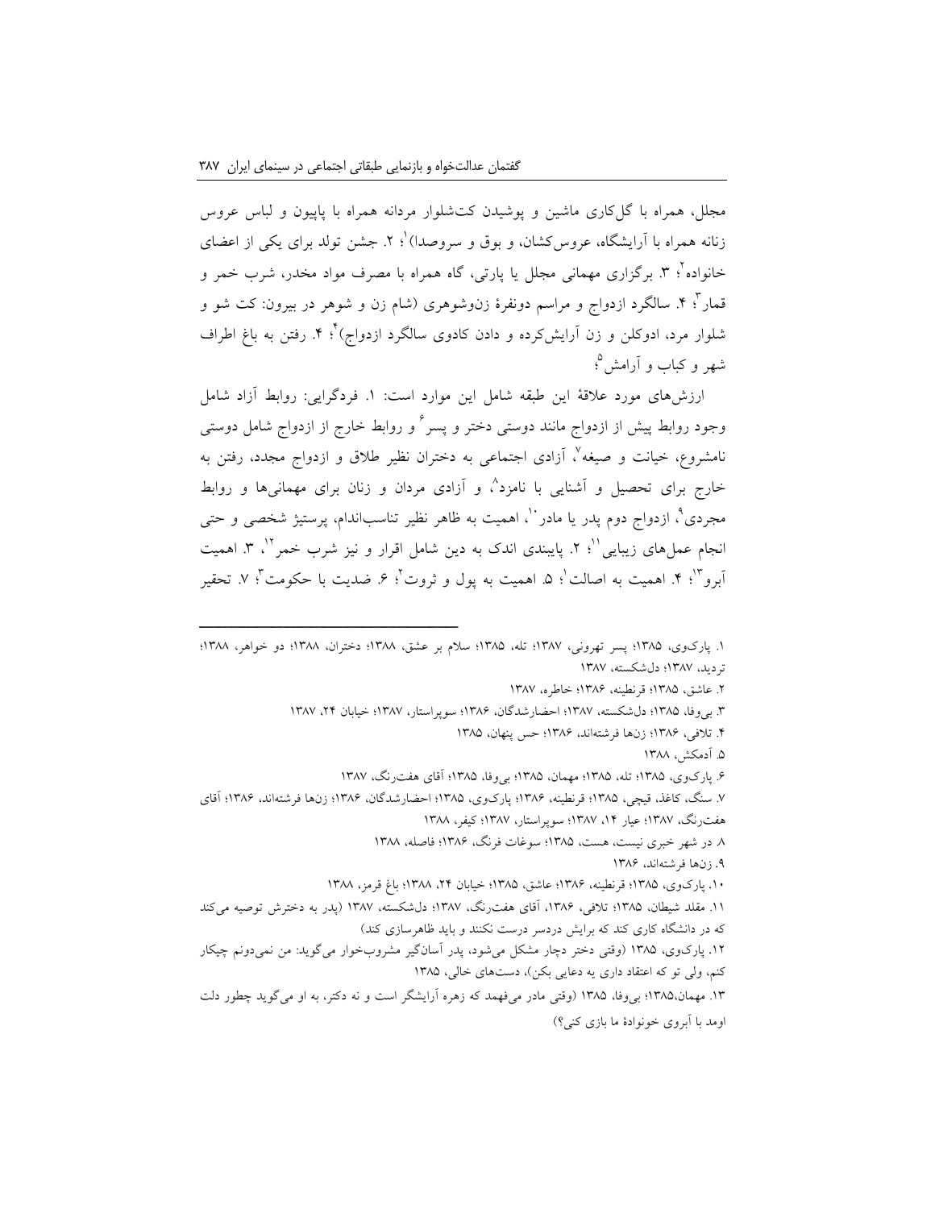مجلل، همراه با گل‌کاری ماشین و پوشیدن کت‌شلوار مردانه همراه با پاپیون و لباس عروس زنانه همراه با آرایشگاه، عروس‌کشان، و بوق و سروصدا)[۱]؛ ۲. جشن تولد برای یکی از اعضای خانواده[۲]؛ ۳. برگزاری مهمانی مجلل یا پارتی، گاه همراه با مصرف مواد مخدر، شرب خمر و قمار[۳]؛ ۴. سالگرد ازدواج و مراسم دونفرهٔ زن‌وشوهری (شام زن و شوهر در بیرون: کت شو و شلوار مرد، ادوکلن و زن آرایش‌کرده و دادن کادوی سالگرد ازدواج)[۴]؛ ۴. رفتن به باغ اطراف شهر و کباب و آرامش[۵]؛

ارزش‌های مورد علاقهٔ این طبقه شامل این موارد است: ۱. فردگرایی: روابط آزاد شامل وجود روابط پیش از ازدواج مانند دوستی دختر و پسر[۶] و روابط خارج از ازدواج شامل دوستی نامشروع، خیانت و صیغه[۷]، آزادی اجتماعی به دختران نظیر طلاق و ازدواج مجدد، رفتن به خارج برای تحصیل و آشنایی با نامزد[۸]، و آزادی مردان و زنان برای مهمانی‌ها و روابط مجردی[۹]، ازدواج دوم پدر یا مادر[۱۰]، اهمیت به ظاهر نظیر تناسب‌اندام، پرستیژ شخصی و حتی انجام عمل‌های زیبایی[۱۱]؛ ۲. پایبندی اندک به دین شامل اقرار و نیز شرب خمر[۱۲]، ۳. اهمیت آبرو[۱۳]؛ ۴. اهمیت به اصالت[۱]؛ ۵. اهمیت به پول و ثروت[۲]؛ ۶. ضدیت با حکومت[۳]؛ ۷. تحقیر

---

۱. پارک‌وی، ۱۳۸۵؛ پسر تهرونی، ۱۳۸۷؛ تله، ۱۳۸۵؛ سلام بر عشق، ۱۳۸۸؛ دختران، ۱۳۸۸؛ دو خواهر، ۱۳۸۸؛ تردید، ۱۳۸۷؛ دل‌شکسته، ۱۳۸۷

۲. عاشق، ۱۳۸۵؛ قرنطینه، ۱۳۸۶؛ خاطره، ۱۳۸۷

۳. بی‌وفا، ۱۳۸۵؛ دل‌شکسته، ۱۳۸۷؛ احضارشدگان، ۱۳۸۶؛ سوپراستار، ۱۳۸۷؛ خیابان ۲۴، ۱۳۸۷

۴. تلافی، ۱۳۸۶؛ زن‌ها فرشته‌اند، ۱۳۸۶؛ حس پنهان، ۱۳۸۵

۵. آدمکش، ۱۳۸۸

۶. پارک‌وی، ۱۳۸۵؛ تله، ۱۳۸۵؛ مهمان، ۱۳۸۵؛ بی‌وفا، ۱۳۸۵؛ آقای هفت‌رنگ، ۱۳۸۷

۷. سنگ، کاغذ، قیچی، ۱۳۸۵؛ قرنطینه، ۱۳۸۶؛ پارک‌وی، ۱۳۸۵؛ احضارشدگان، ۱۳۸۶؛ زن‌ها فرشته‌اند، ۱۳۸۶؛ آقای هفت‌رنگ، ۱۳۸۷؛ عیار ۱۴، ۱۳۸۷؛ سوپراستار، ۱۳۸۷؛ کیفر، ۱۳۸۸

۸. در شهر خبری نیست، هست، ۱۳۸۵؛ سوغات فرنگ، ۱۳۸۶؛ فاصله، ۱۳۸۸

۹. زن‌ها فرشته‌اند، ۱۳۸۶

۱۰. پارک‌وی، ۱۳۸۵؛ قرنطینه، ۱۳۸۶؛ عاشق، ۱۳۸۵؛ خیابان ۲۴، ۱۳۸۸؛ باغ قرمز، ۱۳۸۸

۱۱. مقلد شیطان، ۱۳۸۵؛ تلافی، ۱۳۸۶، آقای هفت‌رنگ، ۱۳۸۷؛ دل‌شکسته، ۱۳۸۷ (پدر به دخترش توصیه می‌کند که در دانشگاه کاری کند که برایش دردسر درست نکنند و باید ظاهرسازی کند)

۱۲. پارک‌وی، ۱۳۸۵ (وقتی دختر دچار مشکل می‌شود، پدر آسان‌گیر مشروب‌خوار می‌گوید: من نمی‌دونم چیکار کنم، ولی تو که اعتقاد داری یه دعایی بکن)، دست‌های خالی، ۱۳۸۵

۱۳. مهمان، ۱۳۸۵؛ بی‌وفا، ۱۳۸۵ (وقتی مادر می‌فهمد که زهره آرایشگر است و نه دکتر، به او می‌گوید چطور دلت اومد با آبروی خونوادهٔ ما بازی کنی؟)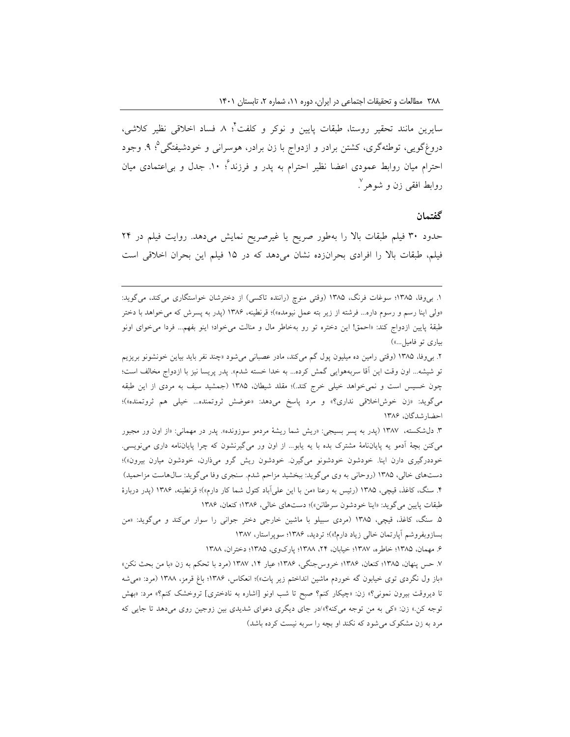سایرین مانند تحقیر روستا، طبقات پایین و نوکر و کلفت[۴]؛ ۸. فساد اخلاقی نظیر کلاشی، دروغ‌گویی، توطئه‌گری، کشتن برادر و ازدواج با زن برادر، هوسرانی و خودشیفتگی[۵]؛ ۹. وجود احترام میان روابط عمودی اعضا نظیر احترام به پدر و فرزند[۶]؛ ۱۰. جدل و بی‌اعتمادی میان روابط افقی زن و شوهر[۷].

## گفتمان

حدود ۳۰ فیلم طبقات بالا را به‌طور صریح یا غیرصریح نمایش می‌دهد. روایت فیلم در ۲۴ فیلم، طبقات بالا را افرادی بحران‌زده نشان می‌دهد که در ۱۵ فیلم این بحران اخلاقی است

---

۱. بی‌وفا، ۱۳۸۵؛ سوغات فرنگ، ۱۳۸۵ (وقتی منوچ (راننده تاکسی) از دخترشان خواستگاری می‌کند، می‌گوید: «ولی اینا رسم و رسوم داره... فرشته از زیر بته عمل نیومده»)؛ قرنطینه، ۱۳۸۶ (پدر به پسرش که می‌خواهد با دختر طبقهٔ پایین ازدواج کند: «احمق! این دختره تو رو به‌خاطر مال و منالت می‌خواد؛ اینو بفهم... فردا می‌خوای اونو بیاری تو فامیل...»)

۲. بی‌وفا، ۱۳۸۵ (وقتی رامین ده میلیون پول گم می‌کند، مادر عصبانی می‌شود «چند نفر باید بیاین خونشونو بریزیم تو شیشه... اون وقت این آقا سربه‌هوایی گمش کرده... به خدا خسته شدم». پدر پریسا نیز با ازدواج مخالف است؛ چون خسیس است و نمی‌خواهد خیلی خرج کند.)؛ مقلد شیطان، ۱۳۸۵ (جمشید سیف به مردی از این طبقه می‌گوید: «زن خوش‌اخلاقی نداری؟» و مرد پاسخ می‌دهد: «عوضش ثروتمنده... خیلی هم ثروتمنده»)؛ احضارشدگان، ۱۳۸۶

۳. دل‌شکسته، ۱۳۸۷ (پدر به پسر بسیجی: «ریش شما ریشهٔ مردمو سوزونده». پدر در مهمانی: «از اون ور مجبور می‌کنن بچهٔ آدمو یه پایان‌نامهٔ مشترک بده با یه یابو... از اون ور می‌گیرنشون که چرا پایان‌نامه داری می‌نویسی. خوددرگیری دارن اینا. خودشون خودشونو می‌گیرن. خودشون ریش گرو می‌ذارن، خودشون میارن بیرون»)؛ دست‌های خالی، ۱۳۸۵ (روحانی به وی می‌گوید: ببخشید مزاحم شدم. سنجری وفا می‌گوید: سال‌هاست مزاحمید)

۴. سنگ، کاغذ، قیچی، ۱۳۸۵ (رئیس به رعنا «من با این علی‌آباد کتول شما کار دارم»)؛ قرنطینه، ۱۳۸۶ (پدر دربارهٔ طبقات پایین می‌گوید: «اینا خودشون سرطانن»)؛ دست‌های خالی، ۱۳۸۶؛ کنعان، ۱۳۸۶

۵. سنگ، کاغذ، قیچی، ۱۳۸۵ (مردی سبیلو با ماشین خارجی دختر جوانی را سوار می‌کند و می‌گوید: «من بسازوبفروشم آپارتمان خالی زیاد دارم!»)؛ تردید، ۱۳۸۶؛ سوپراستار، ۱۳۸۷

۶. مهمان، ۱۳۸۵؛ خاطره، ۱۳۸۷؛ خیابان، ۲۴، ۱۳۸۸؛ پارک‌وی، ۱۳۸۵؛ دختران، ۱۳۸۸

۷. حس پنهان، ۱۳۸۵؛ کنعان، ۱۳۸۶؛ خروس‌جنگی، ۱۳۸۶؛ عیار ۱۴، ۱۳۸۷ (مرد با تحکم به زن «با من بحث نکن» «باز ول نگردی توی خیابون گه خوردم ماشین انداختم زیر پات»)؛ انعکاس، ۱۳۸۶؛ باغ قرمز، ۱۳۸۸ (مرد: «می‌شه تا دیروقت بیرون نمونی؟» زن: «چیکار کنم؟ صبح تا شب اونو [اشاره به نادختری] تروخشک کنم؟» مرد: «بهش توجه کن.» زن: «کی به من توجه می‌کنه؟»/در جای دیگری دعوای شدیدی بین زوجین روی می‌دهد تا جایی که مرد به زن مشکوک می‌شود که نکند او بچه را سربه نیست کرده باشد)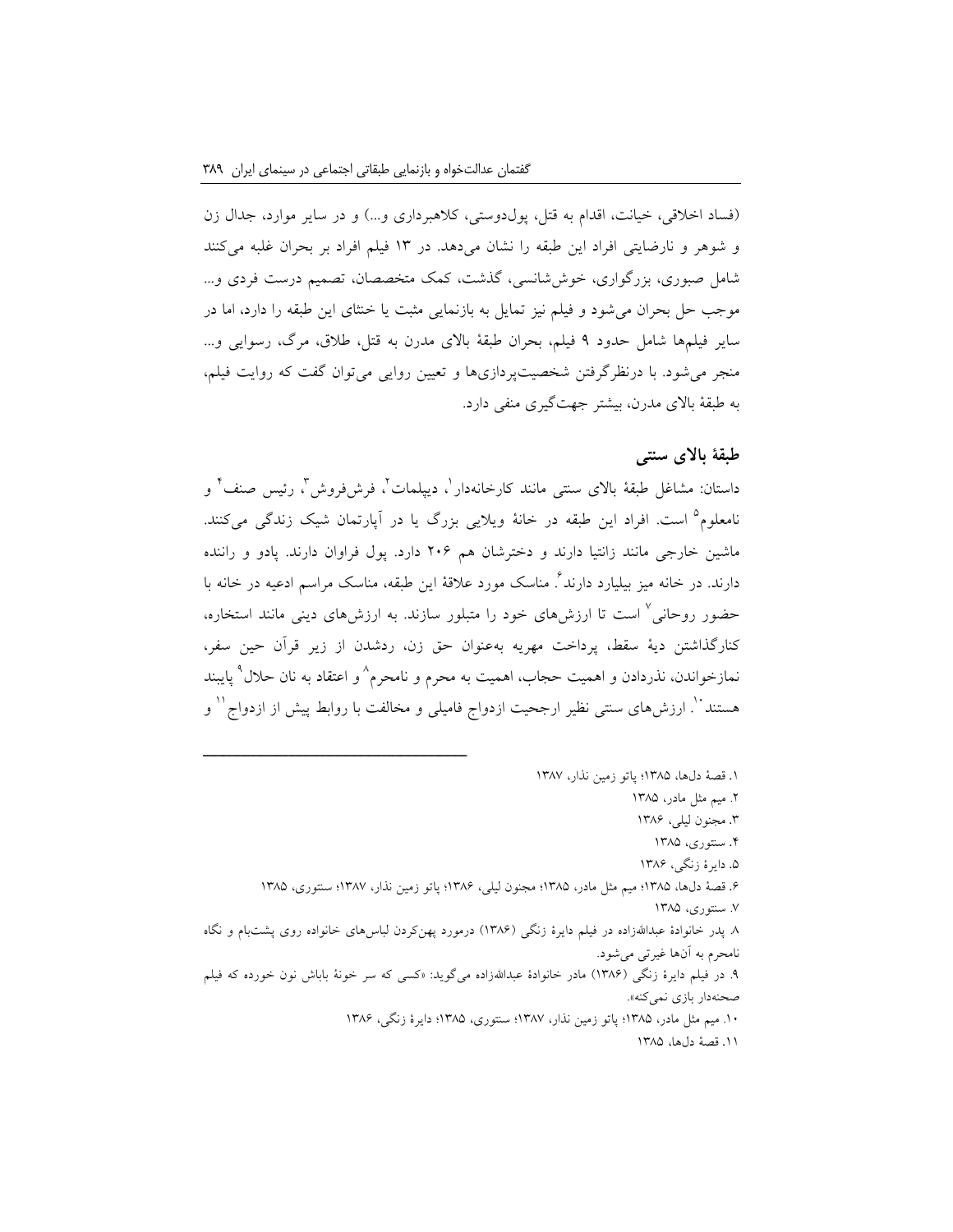(فساد اخلاقی، خیانت، اقدام به قتل، پول‌دوستی، کلاهبرداری و...) و در سایر موارد، جدال زن و شوهر و نارضایتی افراد این طبقه را نشان می‌دهد. در ۱۳ فیلم افراد بر بحران غلبه می‌کنند شامل صبوری، بزرگواری، خوش‌شانسی، گذشت، کمک متخصصان، تصمیم درست فردی و... موجب حل بحران می‌شود و فیلم نیز تمایل به بازنمایی مثبت یا خنثای این طبقه را دارد، اما در سایر فیلمها شامل حدود ۹ فیلم، بحران طبقهٔ بالای مدرن به قتل، طلاق، مرگ، رسوایی و... منجر می‌شود. با درنظرگرفتن شخصیت‌پردازی‌ها و تعیین روایی می‌توان گفت که روایت فیلم، به طبقهٔ بالای مدرن، بیشتر جهت‌گیری منفی دارد.

## طبقهٔ بالای سنتی

داستان: مشاغل طبقهٔ بالای سنتی مانند کارخانه‌دار[۱]، دیپلمات[۲]، فرش‌فروش[۳]، رئیس صنف[۴] و نامعلوم[۵] است. افراد این طبقه در خانهٔ ویلایی بزرگ یا در آپارتمان شیک زندگی می‌کنند. ماشین خارجی مانند زانتیا دارند و دخترشان هم ۲۰۶ دارد. پول فراوان دارند. پادو و راننده دارند. در خانه میز بیلیارد دارند[۶]. مناسک مورد علاقهٔ این طبقه، مناسک مراسم ادعیه در خانه با حضور روحانی[۷] است تا ارزش‌های خود را متبلور سازند. به ارزش‌های دینی مانند استخاره، کنارگذاشتن دیهٔ سقط، پرداخت مهریه به‌عنوان حق زن، ردشدن از زیر قرآن حین سفر، نمازخواندن، نذردادن و اهمیت حجاب، اهمیت به محرم و نامحرم[۸] و اعتقاد به نان حلال[۹] پایبند هستند[۱۰]. ارزش‌های سنتی نظیر ارجحیت ازدواج فامیلی و مخالفت با روابط پیش از ازدواج[۱۱] و

---

۱. قصهٔ دل‌ها، ۱۳۸۵؛ پاتو زمین نذار، ۱۳۸۷

۲. میم مثل مادر، ۱۳۸۵

۳. مجنون لیلی، ۱۳۸۶

۴. سنتوری، ۱۳۸۵

۵. دایرهٔ زنگی، ۱۳۸۶

۶. قصهٔ دل‌ها، ۱۳۸۵؛ میم مثل مادر، ۱۳۸۵؛ مجنون لیلی، ۱۳۸۶؛ پاتو زمین نذار، ۱۳۸۷؛ سنتوری، ۱۳۸۵

۷. سنتوری، ۱۳۸۵

۸. پدر خانوادهٔ عبدالله‌زاده در فیلم دایرهٔ زنگی (۱۳۸۶) درمورد پهن‌کردن لباس‌های خانواده روی پشت‌بام و نگاه نامحرم به آن‌ها غیرتی می‌شود.

۹. در فیلم دایرهٔ زنگی (۱۳۸۶) مادر خانوادهٔ عبدالله‌زاده می‌گوید: «کسی که سر خونهٔ باباش نون خورده که فیلم صحنه‌دار بازی نمی‌کنه».

۱۰. میم مثل مادر، ۱۳۸۵؛ پاتو زمین نذار، ۱۳۸۷؛ سنتوری، ۱۳۸۵؛ دایرهٔ زنگی، ۱۳۸۶

۱۱. قصهٔ دل‌ها، ۱۳۸۵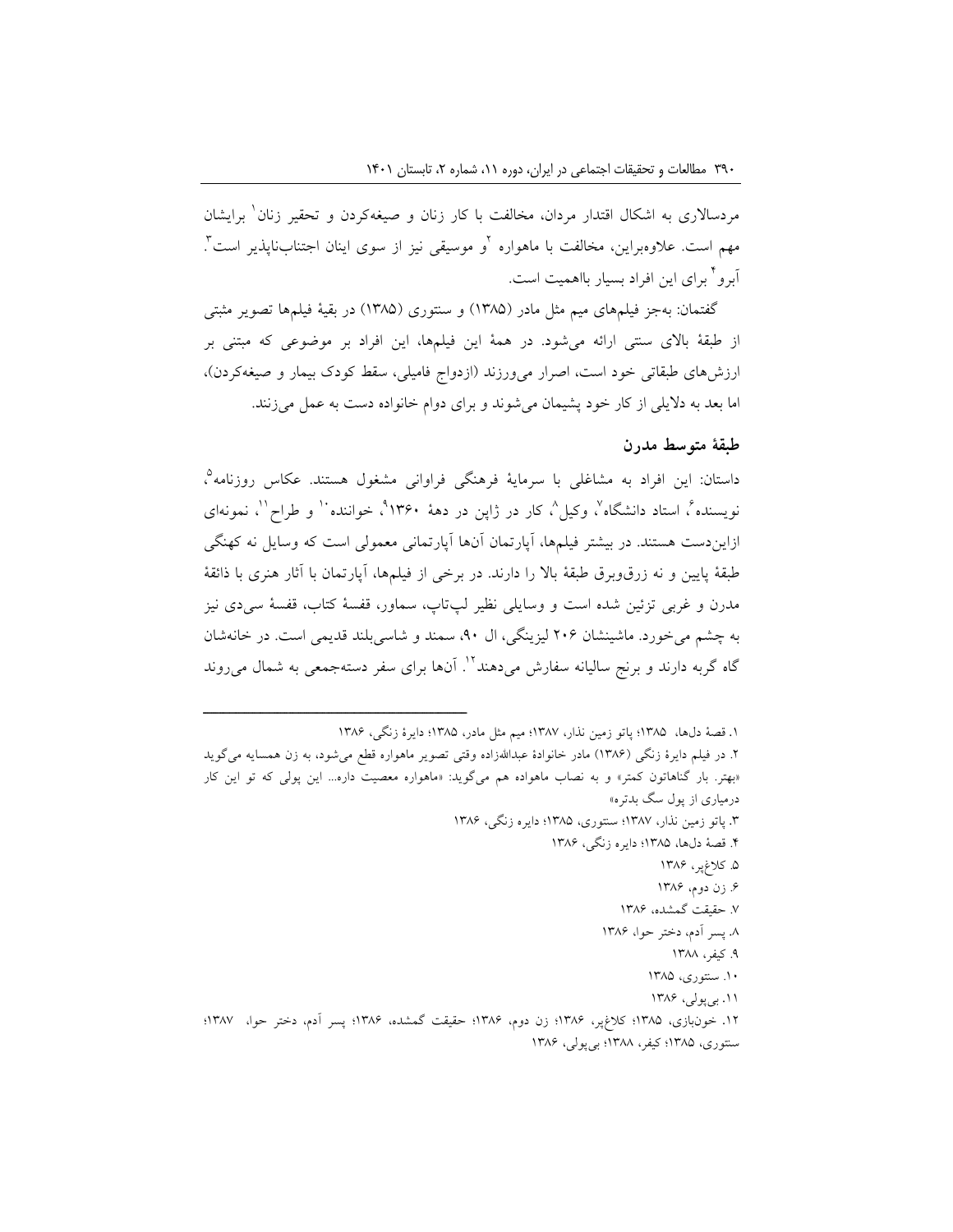مردسالاری به اشکال اقتدار مردان، مخالفت با کار زنان و صیغه‌کردن و تحقیر زنان[1] برایشان مهم است. علاوه‌براین، مخالفت با ماهواره [2]و موسیقی نیز از سوی اینان اجتناب‌ناپذیر است[3]. آبرو[4] برای این افراد بسیار بااهمیت است.

گفتمان: به‌جز فیلم‌های میم مثل مادر (۱۳۸۵) و سنتوری (۱۳۸۵) در بقیهٔ فیلم‌ها تصویر مثبتی از طبقهٔ بالای سنتی ارائه می‌شود. در همهٔ این فیلم‌ها، این افراد بر موضوعی که مبتنی بر ارزش‌های طبقاتی خود است، اصرار می‌ورزند (ازدواج فامیلی، سقط کودک بیمار و صیغه‌کردن)، اما بعد به دلایلی از کار خود پشیمان می‌شوند و برای دوام خانواده دست به عمل می‌زنند.

### طبقهٔ متوسط مدرن

داستان: این افراد به مشاغلی با سرمایهٔ فرهنگی فراوانی مشغول هستند. عکاس روزنامه[5]، نویسنده[6]، استاد دانشگاه[7]، وکیل[8]، کار در ژاپن در دههٔ ۱۳۶۰[9]، خواننده[10] و طراح[11]، نمونه‌ای ازاین‌دست هستند. در بیشتر فیلم‌ها، آپارتمان آن‌ها آپارتمانی معمولی است که وسایل نه کهنگی طبقهٔ پایین و نه زرق‌وبرق طبقهٔ بالا را دارند. در برخی از فیلم‌ها، آپارتمان با آثار هنری با ذائقهٔ مدرن و غربی تزئین شده است و وسایلی نظیر لپ‌تاپ، سماور، قفسهٔ کتاب، قفسهٔ سی‌دی نیز به چشم می‌خورد. ماشینشان ۲۰۶ لیزینگی، ال ۹۰، سمند و شاسی‌بلند قدیمی است. در خانه‌شان گاه گربه دارند و برنج سالیانه سفارش می‌دهند[12]. آن‌ها برای سفر دسته‌جمعی به شمال می‌روند

---

۱. قصهٔ دل‌ها، ۱۳۸۵؛ پاتو زمین نذار، ۱۳۸۷؛ میم مثل مادر، ۱۳۸۵؛ دایرهٔ زنگی، ۱۳۸۶

۲. در فیلم دایرهٔ زنگی (۱۳۸۶) مادر خانوادهٔ عبدالله‌زاده وقتی تصویر ماهواره قطع می‌شود، به زن همسایه می‌گوید «بهتر. بار گناهاتون کمتر» و به نصاب ماهواده هم می‌گوید: «ماهواره معصیت داره... این پولی که تو این کار درمیاری از پول سگ بدتره»

۳. پاتو زمین نذار، ۱۳۸۷؛ سنتوری، ۱۳۸۵؛ دایره زنگی، ۱۳۸۶

۴. قصهٔ دل‌ها، ۱۳۸۵؛ دایره زنگی، ۱۳۸۶

۵. کلاغ‌پر، ۱۳۸۶

۶. زن دوم، ۱۳۸۶

۷. حقیقت گمشده، ۱۳۸۶

۸. پسر آدم، دختر حوا، ۱۳۸۶

۹. کیفر، ۱۳۸۸

۱۰. سنتوری، ۱۳۸۵

۱۱. بی‌پولی، ۱۳۸۶

۱۲. خون‌بازی، ۱۳۸۵؛ کلاغ‌پر، ۱۳۸۶؛ زن دوم، ۱۳۸۶؛ حقیقت گمشده، ۱۳۸۶؛ پسر آدم، دختر حوا، ۱۳۸۷؛ سنتوری، ۱۳۸۵؛ کیفر، ۱۳۸۸؛ بی‌پولی، ۱۳۸۶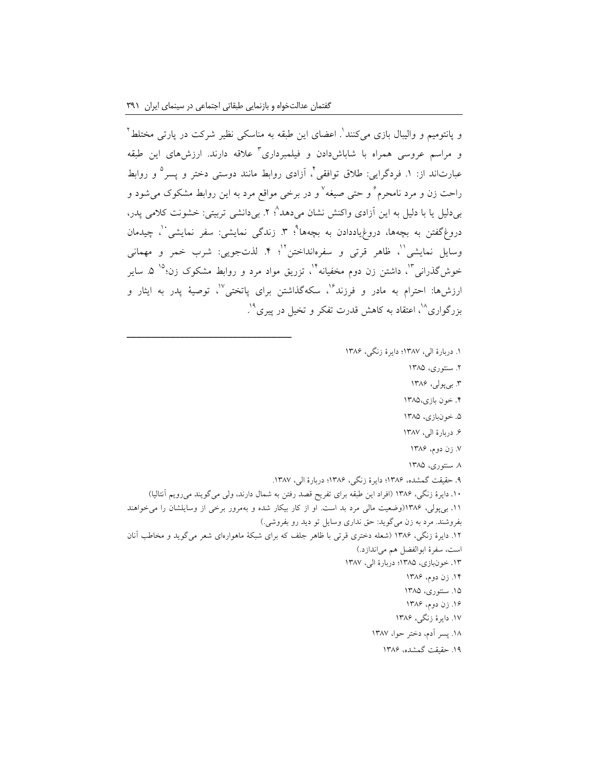و پانتومیم و والیبال بازی می‌کنند[1]. اعضای این طبقه به مناسکی نظیر شرکت در پارتی مختلط[2] و مراسم عروسی همراه با شاباش‌دادن و فیلمبرداری[3] علاقه دارند. ارزش‌های این طبقه عبارت‌اند از: ۱. فردگرایی: طلاق توافقی[4]، آزادی روابط مانند دوستی دختر و پسر[5] و روابط راحت زن و مرد نامحرم[6] و حتی صیغه[7] و در برخی مواقع مرد به این روابط مشکوک می‌شود و بی‌دلیل یا با دلیل به این آزادی واکنش نشان می‌دهد[8]؛ ۲. بی‌دانشی تربیتی: خشونت کلامی پدر، دروغ‌گفتن به بچه‌ها، دروغ‌یاددادن به بچه‌ها[9]؛ ۳. زندگی نمایشی: سفر نمایشی[10]، چیدمان وسایل نمایشی[11]، ظاهر قرتی و سفره‌انداختن[12]؛ ۴. لذت‌جویی: شرب خمر و مهمانی خوش‌گذرانی[13]، داشتن زن دوم مخفیانه[14]، تزریق مواد مرد و روابط مشکوک زن؛[15] ۵. سایر ارزش‌ها: احترام به مادر و فرزند[16]، سکه‌گذاشتن برای پاتختی[17]، توصیهٔ پدر به ایثار و بزرگواری[18]، اعتقاد به کاهش قدرت تفکر و تخیل در پیری[19].

---

۱. دربارهٔ الی، ۱۳۸۷؛ دایرهٔ زنگی، ۱۳۸۶

۲. سنتوری، ۱۳۸۵

۳. بی‌پولی، ۱۳۸۶

۴. خون بازی،۱۳۸۵

۵. خون‌بازی، ۱۳۸۵

۶. دربارهٔ الی، ۱۳۸۷

۷. زن دوم، ۱۳۸۶

۸. سنتوری، ۱۳۸۵

۹. حقیقت گمشده، ۱۳۸۶؛ دایرهٔ زنگی، ۱۳۸۶؛ دربارهٔ الی، ۱۳۸۷.

۱۰. دایرهٔ زنگی، ۱۳۸۶ (افراد این طبقه برای تفریح قصد رفتن به شمال دارند، ولی می‌گویند می‌رویم آنتالیا)

۱۱. بی‌پولی، ۱۳۸۶(وضعیت مالی مرد بد است. او از کار بیکار شده و به‌مرور برخی از وسایلشان را می‌خواهند بفروشند. مرد به زن می‌گوید: حق نداری وسایل تو دید رو بفروشی.)

۱۲. دایرهٔ زنگی، ۱۳۸۶ (شعله دختری قرتی با ظاهر جلف که برای شبکهٔ ماهواره‌ای شعر می‌گوید و مخاطب آنان است، سفرهٔ ابوالفضل هم می‌اندازد.)

۱۳. خون‌بازی، ۱۳۸۵؛ دربارهٔ الی، ۱۳۸۷

۱۴. زن دوم، ۱۳۸۶

۱۵. سنتوری، ۱۳۸۵

۱۶. زن دوم، ۱۳۸۶

۱۷. دایرهٔ زنگی، ۱۳۸۶

۱۸. پسر آدم، دختر حوا، ۱۳۸۷

۱۹. حقیقت گمشده، ۱۳۸۶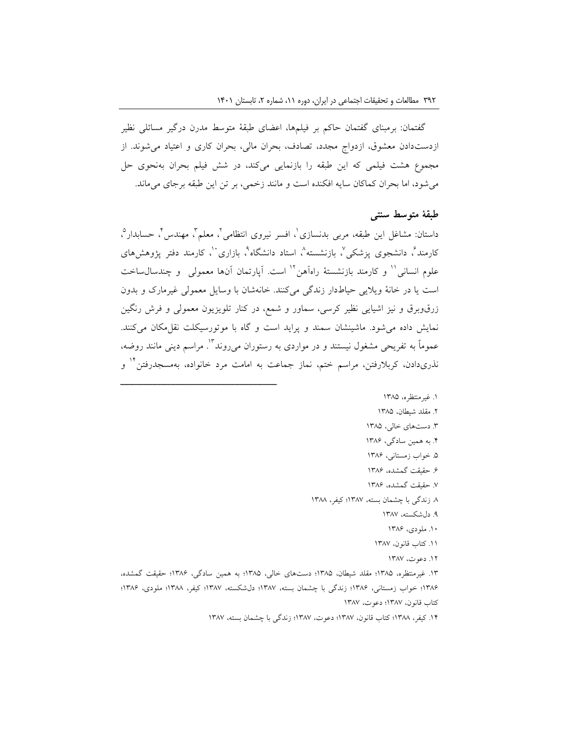گفتمان: برمبنای گفتمان حاکم بر فیلم‌ها، اعضای طبقهٔ متوسط مدرن درگیر مسائلی نظیر ازدست‌دادن معشوق، ازدواج مجدد، تصادف، بحران مالی، بحران کاری و اعتیاد می‌شوند. از مجموع هشت فیلمی که این طبقه را بازنمایی می‌کند، در شش فیلم بحران به‌نحوی حل می‌شود، اما بحران کماکان سایه افکنده است و مانند زخمی، بر تن این طبقه برجای می‌ماند.

## طبقهٔ متوسط سنتی

داستان: مشاغل این طبقه، مربی بدنسازی[1]، افسر نیروی انتظامی[2]، معلم[3]، مهندس[4]، حسابدار[5]، کارمند[6]، دانشجوی پزشکی[7]، بازنشسته[8]، استاد دانشگاه[9]، بازاری[10]، کارمند دفتر پژوهش‌های علوم انسانی[11] و کارمند بازنشستهٔ راه‌آهن[12] است. آپارتمان آن‌ها معمولی و چندسال‌ساخت است یا در خانهٔ ویلایی حیاط‌دار زندگی می‌کنند. خانه‌شان با وسایل معمولی غیرمارک و بدون زرق‌وبرق و نیز اشیایی نظیر کرسی، سماور و شمع، در کنار تلویزیون معمولی و فرش رنگین نمایش داده می‌شود. ماشین‌شان سمند و پراید است و گاه با موتورسیکلت نقل‌مکان می‌کنند. عموماً به تفریحی مشغول نیستند و در مواردی به رستوران می‌روند[13]. مراسم دینی مانند روضه، نذری‌دادن، کربلارفتن، مراسم ختم، نماز جماعت به امامت مرد خانواده، به‌مسجدرفتن[14] و

---

۱. غیرمنتظره، ۱۳۸۵

۲. مقلد شیطان، ۱۳۸۵

۳. دست‌های خالی، ۱۳۸۵

۴. به همین سادگی، ۱۳۸۶

۵. خواب زمستانی، ۱۳۸۶

۶. حقیقت گمشده، ۱۳۸۶

۷. حقیقت گمشده، ۱۳۸۶

۸. زندگی با چشمان بسته، ۱۳۸۷؛ کیفر، ۱۳۸۸

۹. دل‌شکسته، ۱۳۸۷

۱۰. ملودی، ۱۳۸۶

۱۱. کتاب قانون، ۱۳۸۷

۱۲. دعوت، ۱۳۸۷

۱۳. غیرمنتظره، ۱۳۸۵؛ مقلد شیطان، ۱۳۸۵؛ دست‌های خالی، ۱۳۸۵؛ به همین سادگی، ۱۳۸۶؛ حقیقت گمشده، ۱۳۸۶؛ خواب زمستانی، ۱۳۸۶؛ زندگی با چشمان بسته، ۱۳۸۷؛ دل‌شکسته، ۱۳۸۷؛ کیفر، ۱۳۸۸؛ ملودی، ۱۳۸۶؛ کتاب قانون، ۱۳۸۷؛ دعوت، ۱۳۸۷

۱۴. کیفر، ۱۳۸۸؛ کتاب قانون، ۱۳۸۷؛ دعوت، ۱۳۸۷؛ زندگی با چشمان بسته، ۱۳۸۷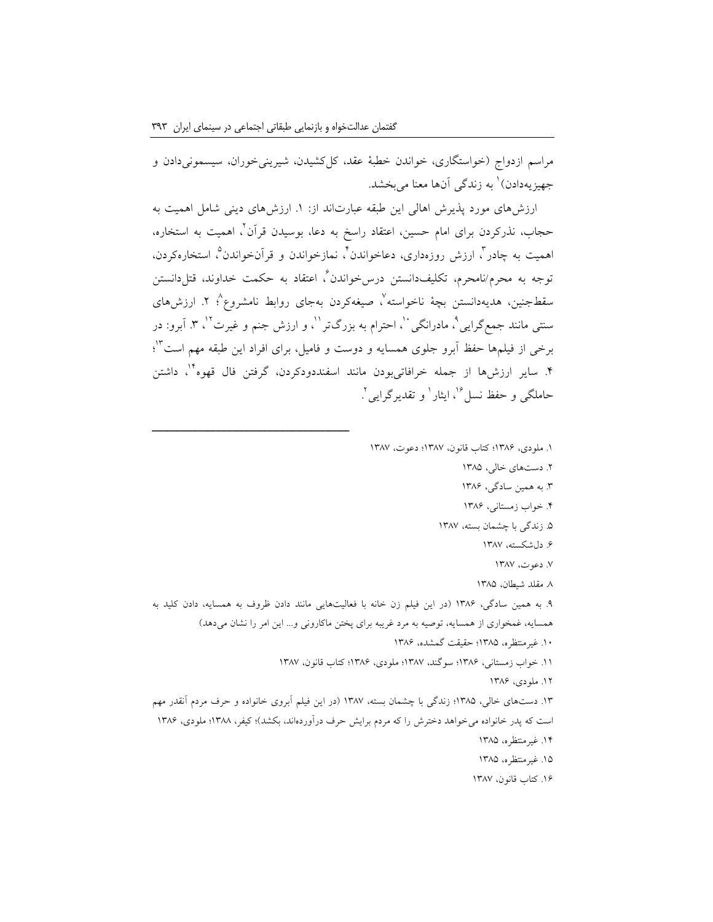مراسم ازدواج (خواستگاری، خواندن خطبهٔ عقد، کل‌کشیدن، شیرینی‌خوران، سیسمونی‌دادن و جهیزیه‌دادن)[1] به زندگی آن‌ها معنا می‌بخشد.

ارزش‌های مورد پذیرش اهالی این طبقه عبارت‌اند از: ۱. ارزش‌های دینی شامل اهمیت به حجاب، نذرکردن برای امام حسین، اعتقاد راسخ به دعا، بوسیدن قرآن[2]، اهمیت به استخاره، اهمیت به چادر[3]، ارزش روزه‌داری، دعاخواندن[4]، نمازخواندن و قرآن‌خواندن[5]، استخاره‌کردن، توجه به محرم/نامحرم، تکلیف‌دانستن درس‌خواندن[6]، اعتقاد به حکمت خداوند، قتل‌دانستن سقط‌جنین، هدیه‌دانستن بچهٔ ناخواسته[7]، صیغه‌کردن به‌جای روابط نامشروع[8]؛ ۲. ارزش‌های سنتی مانند جمع‌گرایی[9]، مادرانگی[10]، احترام به بزرگ‌تر[11]، و ارزش جنم و غیرت[12]، ۳. آبرو: در برخی از فیلم‌ها حفظ آبرو جلوی همسایه و دوست و فامیل، برای افراد این طبقه مهم است[13]؛ ۴. سایر ارزش‌ها از جمله خرافاتی‌بودن مانند اسفنددودکردن، گرفتن فال قهوه[14]، داشتن حاملگی و حفظ نسل[16]، ایثار[1] و تقدیرگرایی[2].

---

۱. ملودی، ۱۳۸۶؛ کتاب قانون، ۱۳۸۷؛ دعوت، ۱۳۸۷

۲. دست‌های خالی، ۱۳۸۵

۳. به همین سادگی، ۱۳۸۶

۴. خواب زمستانی، ۱۳۸۶

۵. زندگی با چشمان بسته، ۱۳۸۷

۶. دل‌شکسته، ۱۳۸۷

۷. دعوت، ۱۳۸۷

۸. مقلد شیطان، ۱۳۸۵

۹. به همین سادگی، ۱۳۸۶ (در این فیلم زن خانه با فعالیت‌هایی مانند دادن ظروف به همسایه، دادن کلید به همسایه، غمخواری از همسایه، توصیه به مرد غریبه برای پختن ماکارونی و... این امر را نشان می‌دهد)

۱۰. غیرمنتظره، ۱۳۸۵؛ حقیقت گمشده، ۱۳۸۶

۱۱. خواب زمستانی، ۱۳۸۶؛ سوگند، ۱۳۸۷؛ ملودی، ۱۳۸۶؛ کتاب قانون، ۱۳۸۷

۱۲. ملودی، ۱۳۸۶

۱۳. دست‌های خالی، ۱۳۸۵؛ زندگی با چشمان بسته، ۱۳۸۷ (در این فیلم آبروی خانواده و حرف مردم آنقدر مهم است که پدر خانواده می‌خواهد دخترش را که مردم برایش حرف درآورده‌اند، بکشد)؛ کیفر، ۱۳۸۸؛ ملودی، ۱۳۸۶

۱۴. غیرمنتظره، ۱۳۸۵

۱۵. غیرمنتظره، ۱۳۸۵

۱۶. کتاب قانون، ۱۳۸۷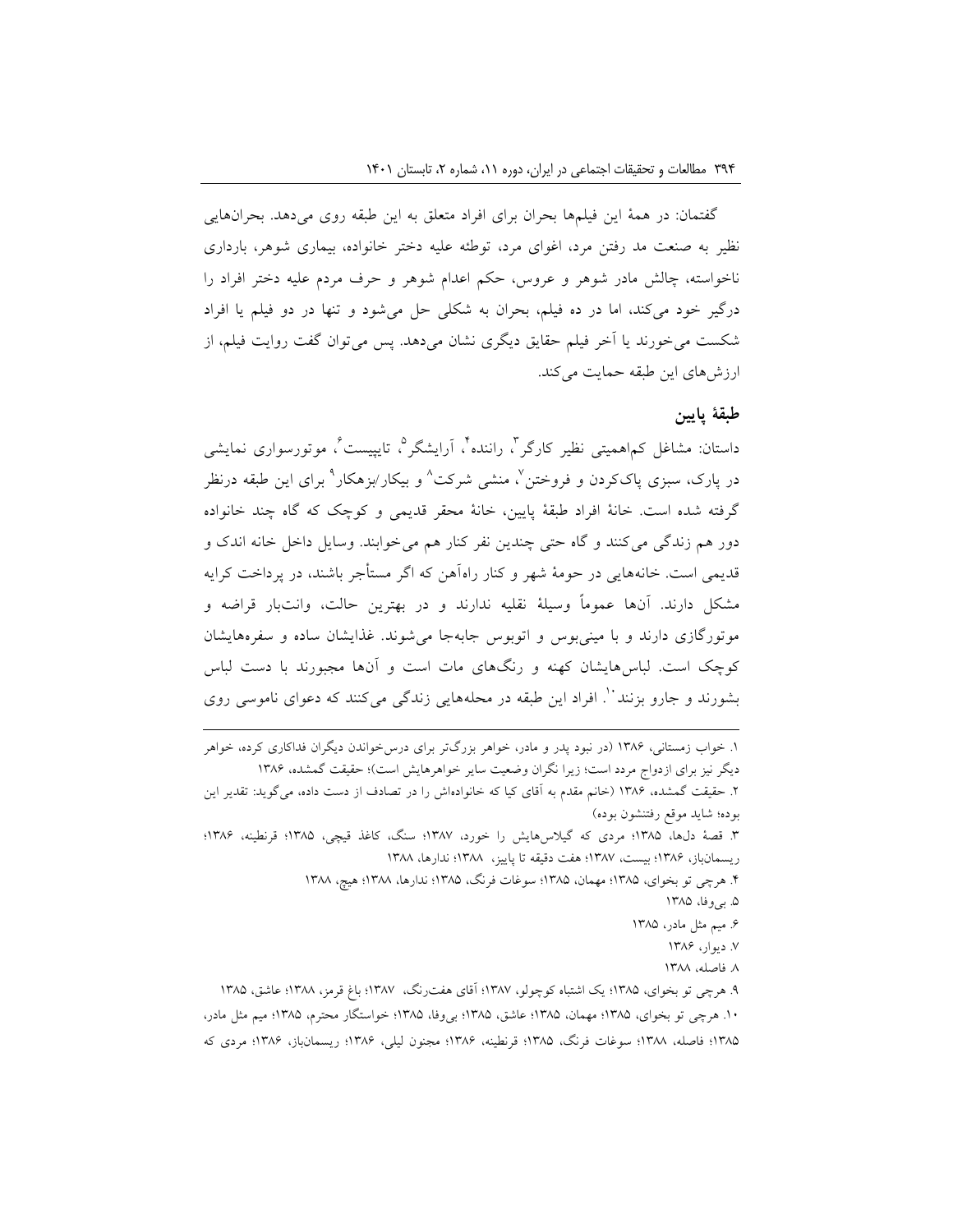گفتمان: در همهٔ این فیلم‌ها بحران برای افراد متعلق به این طبقه روی می‌دهد. بحران‌هایی نظیر به صنعت مد رفتن مرد، اغوای مرد، توطئه علیه دختر خانواده، بیماری شوهر، بارداری ناخواسته، چالش مادر شوهر و عروس، حکم اعدام شوهر و حرف مردم علیه دختر افراد را درگیر خود می‌کند، اما در ده فیلم، بحران به شکلی حل می‌شود و تنها در دو فیلم یا افراد شکست می‌خورند یا آخر فیلم حقایق دیگری نشان می‌دهد. پس می‌توان گفت روایت فیلم، از ارزش‌های این طبقه حمایت می‌کند.

## طبقهٔ پایین

داستان: مشاغل کم‌اهمیتی نظیر کارگر[3]، راننده[4]، آرایشگر[5]، تایپیست[6]، موتورسواری نمایشی در پارک، سبزی پاک‌کردن و فروختن[7]، منشی شرکت[8] و بیکار/بزهکار[9] برای این طبقه درنظر گرفته شده است. خانهٔ افراد طبقهٔ پایین، خانهٔ محقر قدیمی و کوچک که گاه چند خانواده دور هم زندگی می‌کنند و گاه حتی چندین نفر کنار هم می‌خوابند. وسایل داخل خانه اندک و قدیمی است. خانه‌هایی در حومهٔ شهر و کنار راه‌آهن که اگر مستأجر باشند، در پرداخت کرایه مشکل دارند. آن‌ها عموماً وسیلهٔ نقلیه ندارند و در بهترین حالت، وانت‌بار قراضه و موتورگازی دارند و با مینی‌بوس و اتوبوس جابه‌جا می‌شوند. غذایشان ساده و سفره‌هایشان کوچک است. لباس‌هایشان کهنه و رنگ‌های مات است و آن‌ها مجبورند با دست لباس بشورند و جارو بزنند[10]. افراد این طبقه در محله‌هایی زندگی می‌کنند که دعوای ناموسی روی

---

۱. خواب زمستانی، ۱۳۸۶ (در نبود پدر و مادر، خواهر بزرگ‌تر برای درس‌خواندن دیگران فداکاری کرده، خواهر دیگر نیز برای ازدواج مردد است؛ زیرا نگران وضعیت سایر خواهرهایش است)؛ حقیقت گمشده، ۱۳۸۶

۲. حقیقت گمشده، ۱۳۸۶ (خانم مقدم به آقای کیا که خانواده‌اش را در تصادف از دست داده، می‌گوید: تقدیر این بوده؛ شاید موقع رفتنشون بوده)

۳. قصهٔ دل‌ها، ۱۳۸۵؛ مردی که گیلاس‌هایش را خورد، ۱۳۸۷؛ سنگ، کاغذ قیچی، ۱۳۸۵؛ قرنطینه، ۱۳۸۶؛ ریسمان‌باز، ۱۳۸۶؛ بیست، ۱۳۸۷؛ هفت دقیقه تا پاییز، ۱۳۸۸؛ ندارها، ۱۳۸۸

۴. هرچی تو بخوای، ۱۳۸۵؛ مهمان، ۱۳۸۵؛ سوغات فرنگ، ۱۳۸۵؛ ندارها، ۱۳۸۸؛ هیچ، ۱۳۸۸

۵. بی‌وفا، ۱۳۸۵

۶. میم مثل مادر، ۱۳۸۵

۷. دیوار، ۱۳۸۶

۸. فاصله، ۱۳۸۸

۹. هرچی تو بخوای، ۱۳۸۵؛ یک اشتباه کوچولو، ۱۳۸۷؛ آقای هفت‌رنگ، ۱۳۸۷؛ باغ قرمز، ۱۳۸۸؛ عاشق، ۱۳۸۵

۱۰. هرچی تو بخوای، ۱۳۸۵؛ مهمان، ۱۳۸۵؛ عاشق، ۱۳۸۵؛ بی‌وفا، ۱۳۸۵؛ خواستگار محترم، ۱۳۸۵؛ میم مثل مادر، ۱۳۸۵؛ فاصله، ۱۳۸۸؛ سوغات فرنگ، ۱۳۸۵؛ قرنطینه، ۱۳۸۶؛ مجنون لیلی، ۱۳۸۶؛ ریسمان‌باز، ۱۳۸۶؛ مردی که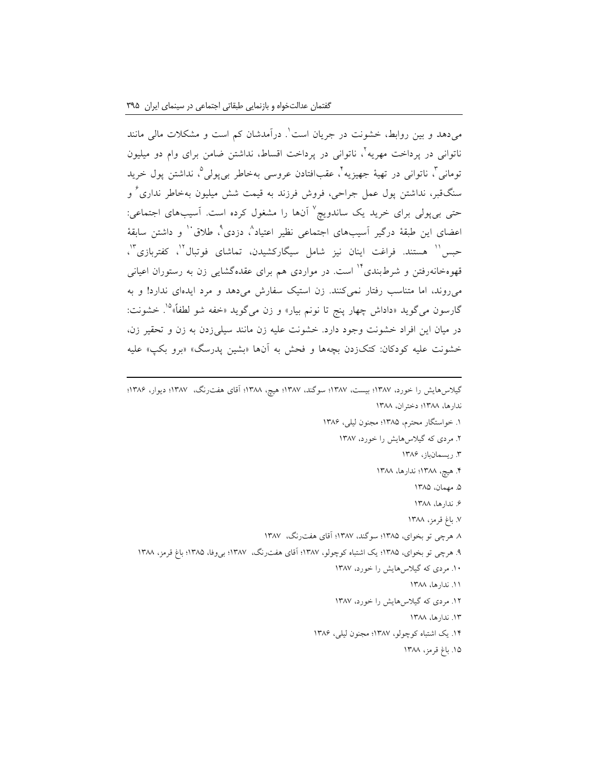می‌دهد و بین روابط، خشونت در جریان است[1]. درآمدشان کم است و مشکلات مالی مانند ناتوانی در پرداخت مهریه[2]، ناتوانی در پرداخت اقساط، نداشتن ضامن برای وام دو میلیون تومانی[3]، ناتوانی در تهیهٔ جهیزیه[4]، عقب‌افتادن عروسی به‌خاطر بی‌پولی[5]، نداشتن پول خرید سنگ‌قبر، نداشتن پول عمل جراحی، فروش فرزند به قیمت شش میلیون به‌خاطر نداری[6] و حتی بی‌پولی برای خرید یک ساندویچ[7] آن‌ها را مشغول کرده است. آسیب‌های اجتماعی: اعضای این طبقهٔ درگیر آسیب‌های اجتماعی نظیر اعتیاد[8]، دزدی[9]، طلاق[10] و داشتن سابقهٔ حبس[11] هستند. فراغت اینان نیز شامل سیگارکشیدن، تماشای فوتبال[12]، کفتربازی[13]، قهوه‌خانه‌رفتن و شرط‌بندی[14] است. در مواردی هم برای عقده‌گشایی زن به رستوران اعیانی می‌روند، اما متناسب رفتار نمی‌کنند. زن استیک سفارش می‌دهد و مرد ایده‌ای ندارد! و به گارسون می‌گوید «داداش چهار پنج تا نونم بیار» و زن می‌گوید «خفه شو لطفاً»[15]. خشونت: در میان این افراد خشونت وجود دارد. خشونت علیه زن مانند سیلی‌زدن به زن و تحقیر زن، خشونت علیه کودکان: کتک‌زدن بچه‌ها و فحش به آن‌ها «بشین پدرسگ» «برو بکپ» علیه

---

گیلاس‌هایش را خورد، ۱۳۸۷؛ بیست، ۱۳۸۷؛ سوگند، ۱۳۸۷؛ هیچ، ۱۳۸۸؛ آقای هفت‌رنگ، ۱۳۸۷؛ دیوار، ۱۳۸۶؛ ندارها، ۱۳۸۸؛ دختران، ۱۳۸۸

۱. خواستگار محترم، ۱۳۸۵؛ مجنون لیلی، ۱۳۸۶

۲. مردی که گیلاس‌هایش را خورد، ۱۳۸۷

۳. ریسمان‌باز، ۱۳۸۶

۴. هیچ، ۱۳۸۸؛ ندارها، ۱۳۸۸

۵. مهمان، ۱۳۸۵

۶. ندارها، ۱۳۸۸

۷. باغ قرمز، ۱۳۸۸

۸. هرچی تو بخوای، ۱۳۸۵؛ سوگند، ۱۳۸۷؛ آقای هفت‌رنگ، ۱۳۸۷

۹. هرچی تو بخوای، ۱۳۸۵؛ یک اشتباه کوچولو، ۱۳۸۷؛ آقای هفت‌رنگ، ۱۳۸۷؛ بی‌وفا، ۱۳۸۵؛ باغ قرمز، ۱۳۸۸

۱۰. مردی که گیلاس‌هایش را خورد، ۱۳۸۷

۱۱. ندارها، ۱۳۸۸

۱۲. مردی که گیلاس‌هایش را خورد، ۱۳۸۷

۱۳. ندارها، ۱۳۸۸

۱۴. یک اشتباه کوچولو، ۱۳۸۷؛ مجنون لیلی، ۱۳۸۶

۱۵. باغ قرمز، ۱۳۸۸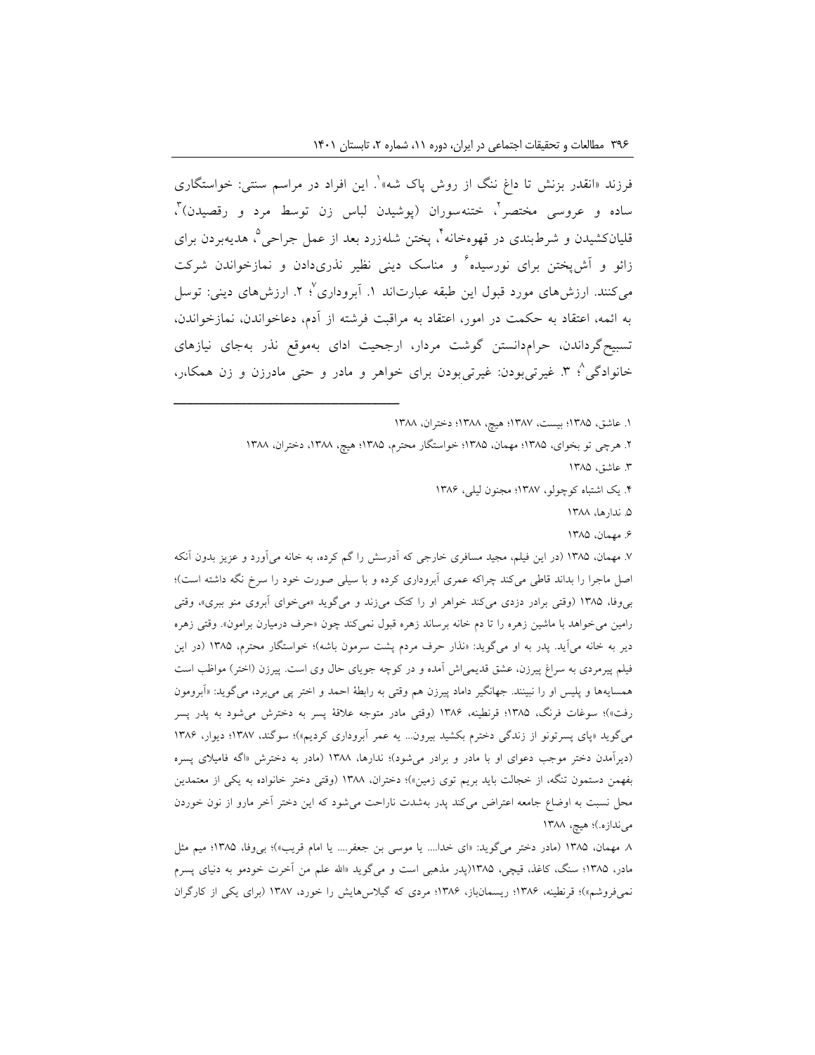فرزند «انقدر بزنش تا داغ ننگ از روش پاک شه»[1]. این افراد در مراسم سنتی: خواستگاری ساده و عروسی مختصر[2]، ختنه‌سوران (پوشیدن لباس زن توسط مرد و رقصیدن)[3]، قلیان‌کشیدن و شرط‌بندی در قهوه‌خانه[4]، پختن شله‌زرد بعد از عمل جراحی[5]، هدیه‌بردن برای زائو و آش‌پختن برای نورسیده[6] و مناسک دینی نظیر نذری‌دادن و نمازخواندن شرکت می‌کنند. ارزش‌های مورد قبول این طبقه عبارت‌اند ۱. آبروداری[7]؛ ۲. ارزش‌های دینی: توسل به ائمه، اعتقاد به حکمت در امور، اعتقاد به مراقبت فرشته از آدم، دعاخواندن، نمازخواندن، تسبیح‌گرداندن، حرام‌دانستن گوشت مردار، ارجحیت ادای به‌موقع نذر به‌جای نیازهای خانوادگی[8]؛ ۳. غیرتی‌بودن: غیرتی‌بودن برای خواهر و مادر و حتی مادرزن و زن همکار،

---

۱. عاشق، ۱۳۸۵؛ بیست، ۱۳۸۷؛ هیچ، ۱۳۸۸؛ دختران، ۱۳۸۸

۲. هرچی تو بخوای، ۱۳۸۵؛ مهمان، ۱۳۸۵؛ خواستگار محترم، ۱۳۸۵؛ هیچ، ۱۳۸۸، دختران، ۱۳۸۸

۳. عاشق، ۱۳۸۵

۴. یک اشتباه کوچولو، ۱۳۸۷؛ مجنون لیلی، ۱۳۸۶

۵. ندارها، ۱۳۸۸

۶. مهمان، ۱۳۸۵

۷. مهمان، ۱۳۸۵ (در این فیلم، مجید مسافری خارجی که آدرسش را گم کرده، به خانه می‌آورد و عزیز بدون آنکه اصل ماجرا را بداند قاطی می‌کند چراکه عمری آبروداری کرده و با سیلی صورت خود را سرخ نگه داشته است)؛ بی‌وفا، ۱۳۸۵ (وقتی برادر دزدی می‌کند خواهر او را کتک می‌زند و می‌گوید «می‌خوای آبروی منو ببری»، وقتی رامین می‌خواهد با ماشین زهره را تا دم خانه برساند زهره قبول نمی‌کند چون «حرف درمیارن برامون». وقتی زهره دیر به خانه می‌آید. پدر به او می‌گوید: «نذار حرف مردم پشت سرمون باشه»)؛ خواستگار محترم، ۱۳۸۵ (در این فیلم پیرمردی به سراغ پیرزن، عشق قدیمی‌اش آمده و در کوچه جویای حال وی است. پیرزن (اختر) مواظب است همسایه‌ها و پلیس او را نبینند. جهانگیر داماد پیرزن هم وقتی به رابطهٔ احمد و اختر پی می‌برد، می‌گوید: «آبرومون رفت»)؛ سوغات فرنگ، ۱۳۸۵؛ قرنطینه، ۱۳۸۶ (وقتی مادر متوجه علاقهٔ پسر به دخترش می‌شود به پدر پسر می‌گوید «پای پسرتونو از زندگی دخترم بکشید بیرون... یه عمر آبروداری کردیم»)؛ سوگند، ۱۳۸۷؛ دیوار، ۱۳۸۶ (دیرآمدن دختر موجب دعوای او با مادر و برادر می‌شود)؛ ندارها، ۱۳۸۸ (مادر به دخترش «اگه فامیلای پسره بفهمن دستمون تنگه، از خجالت باید بریم توی زمین»)؛ دختران، ۱۳۸۸ (وقتی دختر خانواده به یکی از معتمدین محل نسبت به اوضاع جامعه اعتراض می‌کند پدر به‌شدت ناراحت می‌شود که این دختر آخر مارو از نون خوردن می‌ندازه.)؛ هیچ، ۱۳۸۸

۸. مهمان، ۱۳۸۵ (مادر دختر می‌گوید: «ای خدا.... یا موسی بن جعفر.... یا امام قریب»)؛ بی‌وفا، ۱۳۸۵؛ میم مثل مادر، ۱۳۸۵؛ سنگ، کاغذ، قیچی، ۱۳۸۵(پدر مذهبی است و می‌گوید «الله علم من آخرت خودمو به دنیای پسرم نمی‌فروشم»)؛ قرنطینه، ۱۳۸۶؛ ریسمان‌باز، ۱۳۸۶؛ مردی که گیلاس‌هایش را خورد، ۱۳۸۷ (برای یکی از کارگران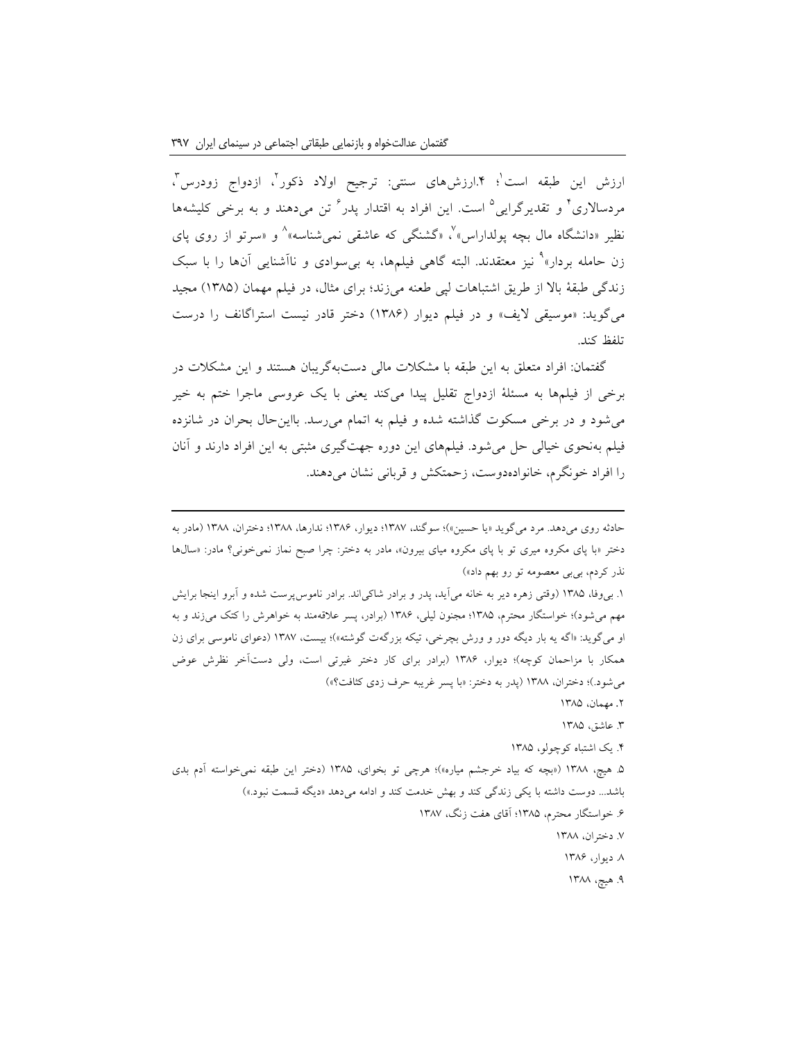ارزش این طبقه است[1]؛ ۴.ارزش‌های سنتی: ترجیح اولاد ذکور[2]، ازدواج زودرس[3]، مردسالاری[4] و تقدیرگرایی[5] است. این افراد به اقتدار پدر[6] تن می‌دهند و به برخی کلیشه‌ها نظیر «دانشگاه مال بچه پولداراس»[7]، «گشنگی که عاشقی نمی‌شناسه»[8] و «سرتو از روی پای زن حامله بردار»[9] نیز معتقدند. البته گاهی فیلم‌ها، به بی‌سوادی و ناآشنایی آن‌ها را با سبک زندگی طبقهٔ بالا از طریق اشتباهات لپی طعنه می‌زند؛ برای مثال، در فیلم مهمان (۱۳۸۵) مجید می‌گوید: «موسیقی لایف» و در فیلم دیوار (۱۳۸۶) دختر قادر نیست استراگانف را درست تلفظ کند.

گفتمان: افراد متعلق به این طبقه با مشکلات مالی دست‌به‌گریبان هستند و این مشکلات در برخی از فیلم‌ها به مسئلهٔ ازدواج تقلیل پیدا می‌کند یعنی با یک عروسی ماجرا ختم به خیر می‌شود و در برخی مسکوت گذاشته شده و فیلم به اتمام می‌رسد. بااین‌حال بحران در شانزده فیلم به‌نحوی خیالی حل می‌شود. فیلم‌های این دوره جهت‌گیری مثبتی به این افراد دارند و آنان را افراد خونگرم، خانواده‌دوست، زحمتکش و قربانی نشان می‌دهند.

---

حادثه روی می‌دهد. مرد می‌گوید «یا حسین»)؛ سوگند، ۱۳۸۷؛ دیوار، ۱۳۸۶؛ ندارها، ۱۳۸۸؛ دختران، ۱۳۸۸ (مادر به دختر «با پای مکروه میری تو با پای مکروه میای بیرون»، مادر به دختر: چرا صبح نماز نمی‌خونی؟ مادر: «سال‌ها نذر کردم، بی‌بی معصومه تو رو بهم داد»)

۱. بی‌وفا، ۱۳۸۵ (وقتی زهره دیر به خانه می‌آید، پدر و برادر شاکی‌اند. برادر ناموس‌پرست شده و آبرو اینجا برایش مهم می‌شود)؛ خواستگار محترم، ۱۳۸۵؛ مجنون لیلی، ۱۳۸۶ (برادر، پسر علاقه‌مند به خواهرش را کتک می‌زند و به او می‌گوید: «اگه یه بار دیگه دور و ورش بچرخی، تیکه بزرگه‌ت گوشته»)؛ بیست، ۱۳۸۷ (دعوای ناموسی برای زن همکار با مزاحمان کوچه)؛ دیوار، ۱۳۸۶ (برادر برای کار دختر غیرتی است، ولی دست‌آخر نظرش عوض می‌شود.)؛ دختران، ۱۳۸۸ (پدر به دختر: «با پسر غریبه حرف زدی کثافت؟»)

۲. مهمان، ۱۳۸۵

۳. عاشق، ۱۳۸۵

۴. یک اشتباه کوچولو، ۱۳۸۵

۵. هیچ، ۱۳۸۸ («بچه که بیاد خرجشم میاره»)؛ هرچی تو بخوای، ۱۳۸۵ (دختر این طبقه نمی‌خواسته آدم بدی باشد... دوست داشته با یکی زندگی کند و بهش خدمت کند و ادامه می‌دهد «دیگه قسمت نبود.»)

۶. خواستگار محترم، ۱۳۸۵؛ آقای هفت زنگ، ۱۳۸۷

۷. دختران، ۱۳۸۸

۸. دیوار، ۱۳۸۶

۹. هیچ، ۱۳۸۸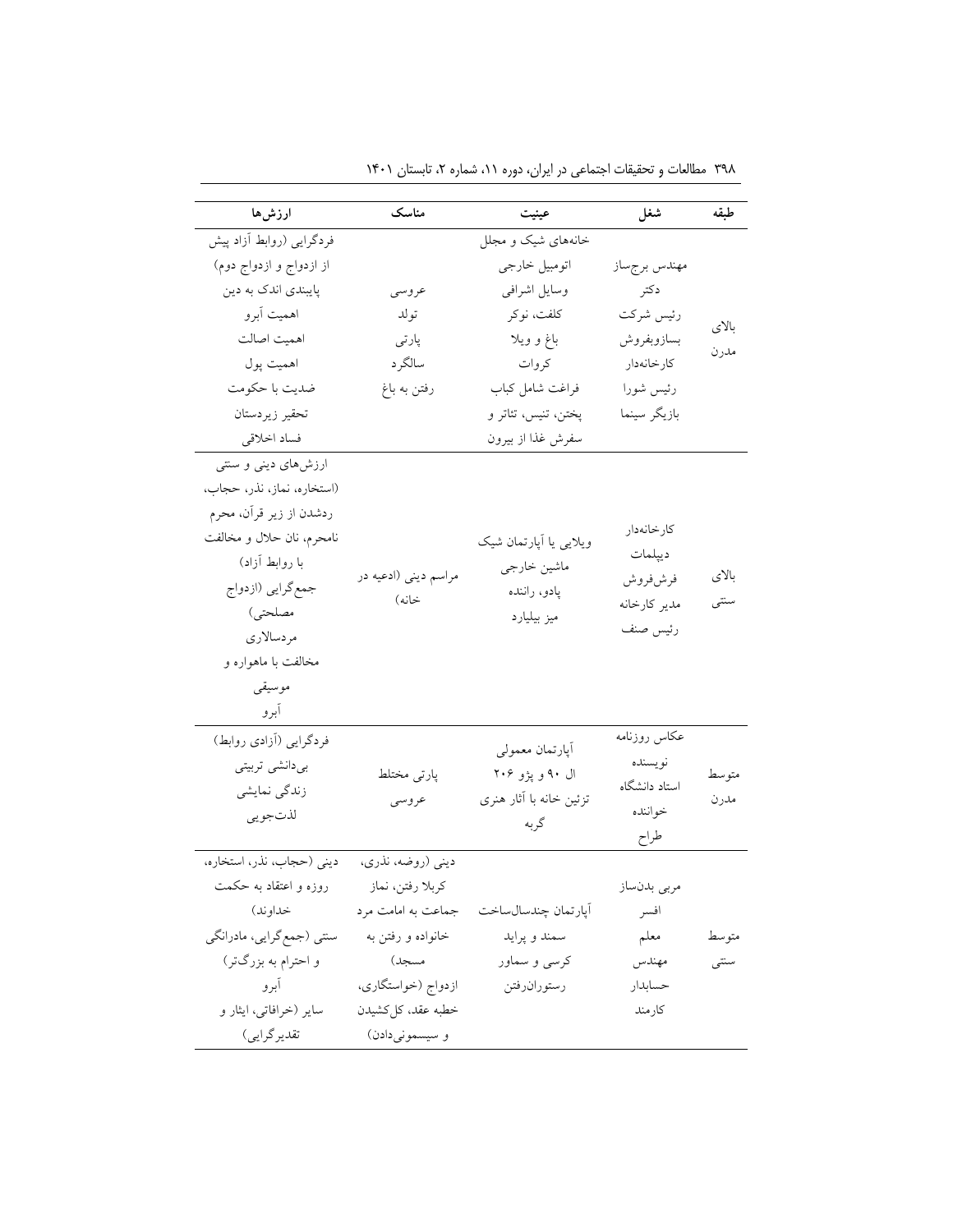| طبقه | شغل | عینیت | مناسک | ارزش‌ها |
|---|---|---|---|---|
| بالای مدرن | مهندس برج‌ساز دکتر رئیس شرکت بسازوبفروش کارخانه‌دار رئیس شورا بازیگر سینما | خانه‌های شیک و مجلل اتومبیل خارجی وسایل اشرافی کلفت، نوکر باغ و ویلا کروات فراغت شامل کباب پختن، تنیس، تئاتر و سفرش غذا از بیرون | عروسی تولد پارتی سالگرد رفتن به باغ | فردگرایی (روابط آزاد پیش از ازدواج و ازدواج دوم) پایبندی اندک به دین اهمیت آبرو اهمیت اصالت اهمیت پول ضدیت با حکومت تحقیر زیردستان فساد اخلاقی |
| بالای سنتی | کارخانه‌دار دیپلمات فرش‌فروش مدیر کارخانه رئیس صنف | ویلایی یا آپارتمان شیک ماشین خارجی پادو، راننده میز بیلیارد | مراسم دینی (ادعیه در خانه) | ارزش‌های دینی و سنتی (استخاره، نماز، نذر، حجاب، ردشدن از زیر قرآن، محرم نامحرم، نان حلال و مخالفت با روابط آزاد) جمع‌گرایی (ازدواج مصلحتی) مردسالاری مخالفت با ماهواره و موسیقی آبرو |
| متوسط مدرن | عکاس روزنامه نویسنده استاد دانشگاه خواننده طراح | آپارتمان معمولی ال ۹۰ و پژو ۲۰۶ تزئین خانه با آثار هنری گربه | پارتی مختلط عروسی | فردگرایی (آزادی روابط) بی‌دانشی تربیتی زندگی نمایشی لذت‌جویی |
| متوسط سنتی | مربی بدن‌ساز افسر معلم مهندس حسابدار کارمند | آپارتمان چندسال‌ساخت سمند و پراید کرسی و سماور رستوران‌رفتن | دینی (روضه، نذری، کربلا رفتن، نماز جماعت به امامت مرد خانواده و رفتن به مسجد) ازدواج (خواستگاری، خطبه عقد، کل‌کشیدن و سیسمونی‌دادن) | دینی (حجاب، نذر، استخاره، روزه و اعتقاد به حکمت خداوند) سنتی (جمع‌گرایی، مادرانگی و احترام به بزرگ‌تر) آبرو سایر (خرافاتی، ایثار و تقدیرگرایی) |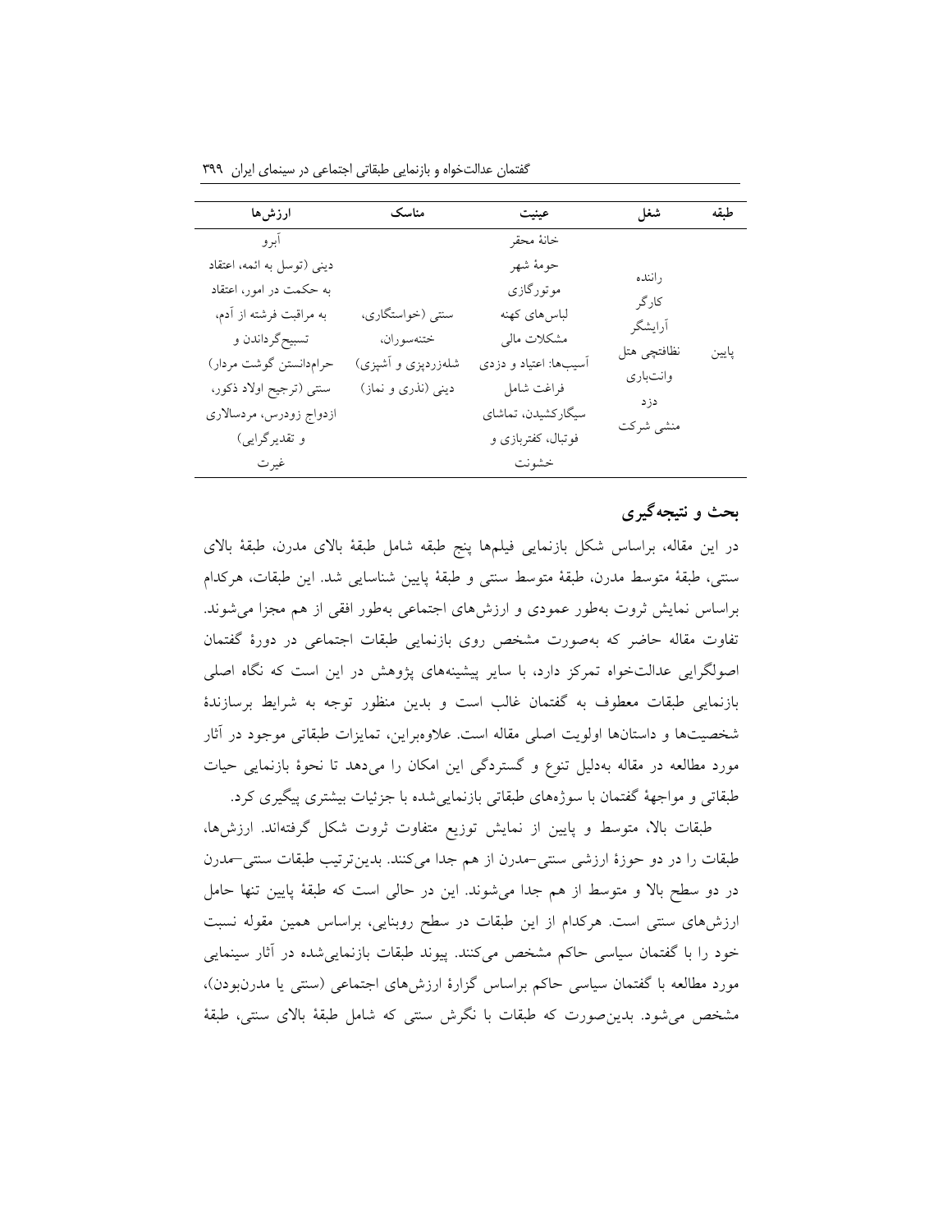| طبقه | شغل | عینیت | مناسک | ارزش‌ها |
|---|---|---|---|---|
| پایین | راننده<br>کارگر<br>آرایشگر<br>نظافتچی هتل<br>وانت‌باری<br>دزد<br>منشی شرکت | خانهٔ محقر<br>حومهٔ شهر<br>موتورگازی<br>لباس‌های کهنه<br>مشکلات مالی<br>آسیب‌ها: اعتیاد و دزدی<br>فراغت شامل<br>سیگارکشیدن، تماشای<br>فوتبال، کفتربازی و<br>خشونت | سنتی (خواستگاری،<br>ختنه‌سوران،<br>شله‌زردپزی و آشپزی)<br>دینی (نذری و نماز) | آبرو<br>دینی (توسل به ائمه، اعتقاد<br>به حکمت در امور، اعتقاد<br>به مراقبت فرشته از آدم،<br>تسبیح‌گرداندن و<br>حرام‌دانستن گوشت مردار)<br>سنتی (ترجیح اولاد ذکور،<br>ازدواج زودرس، مردسالاری<br>و تقدیرگرایی)<br>غیرت |

## بحث و نتیجه‌گیری

در این مقاله، براساس شکل بازنمایی فیلم‌ها پنج طبقه شامل طبقهٔ بالای مدرن، طبقهٔ بالای سنتی، طبقهٔ متوسط مدرن، طبقهٔ متوسط سنتی و طبقهٔ پایین شناسایی شد. این طبقات، هرکدام براساس نمایش ثروت به‌طور عمودی و ارزش‌های اجتماعی به‌طور افقی از هم مجزا می‌شوند. تفاوت مقاله حاضر که به‌صورت مشخص روی بازنمایی طبقات اجتماعی در دورهٔ گفتمان اصولگرایی عدالت‌خواه تمرکز دارد، با سایر پیشینه‌های پژوهش در این است که نگاه اصلی بازنمایی طبقات معطوف به گفتمان غالب است و بدین منظور توجه به شرایط برسازندهٔ شخصیت‌ها و داستان‌ها اولویت اصلی مقاله است. علاوه‌براین، تمایزات طبقاتی موجود در آثار مورد مطالعه در مقاله به‌دلیل تنوع و گستردگی این امکان را می‌دهد تا نحوهٔ بازنمایی حیات طبقاتی و مواجههٔ گفتمان با سوژه‌های طبقاتی بازنمایی‌شده با جزئیات بیشتری پیگیری کرد.

طبقات بالا، متوسط و پایین از نمایش توزیع متفاوت ثروت شکل گرفته‌اند. ارزش‌ها، طبقات را در دو حوزهٔ ارزشی سنتی-مدرن از هم جدا می‌کنند. بدین‌ترتیب طبقات سنتی-مدرن در دو سطح بالا و متوسط از هم جدا می‌شوند. این در حالی است که طبقهٔ پایین تنها حامل ارزش‌های سنتی است. هرکدام از این طبقات در سطح روبنایی، براساس همین مقوله نسبت خود را با گفتمان سیاسی حاکم مشخص می‌کنند. پیوند طبقات بازنمایی‌شده در آثار سینمایی مورد مطالعه با گفتمان سیاسی حاکم براساس گزارهٔ ارزش‌های اجتماعی (سنتی یا مدرن‌بودن)، مشخص می‌شود. بدین‌صورت که طبقات با نگرش سنتی که شامل طبقهٔ بالای سنتی، طبقهٔ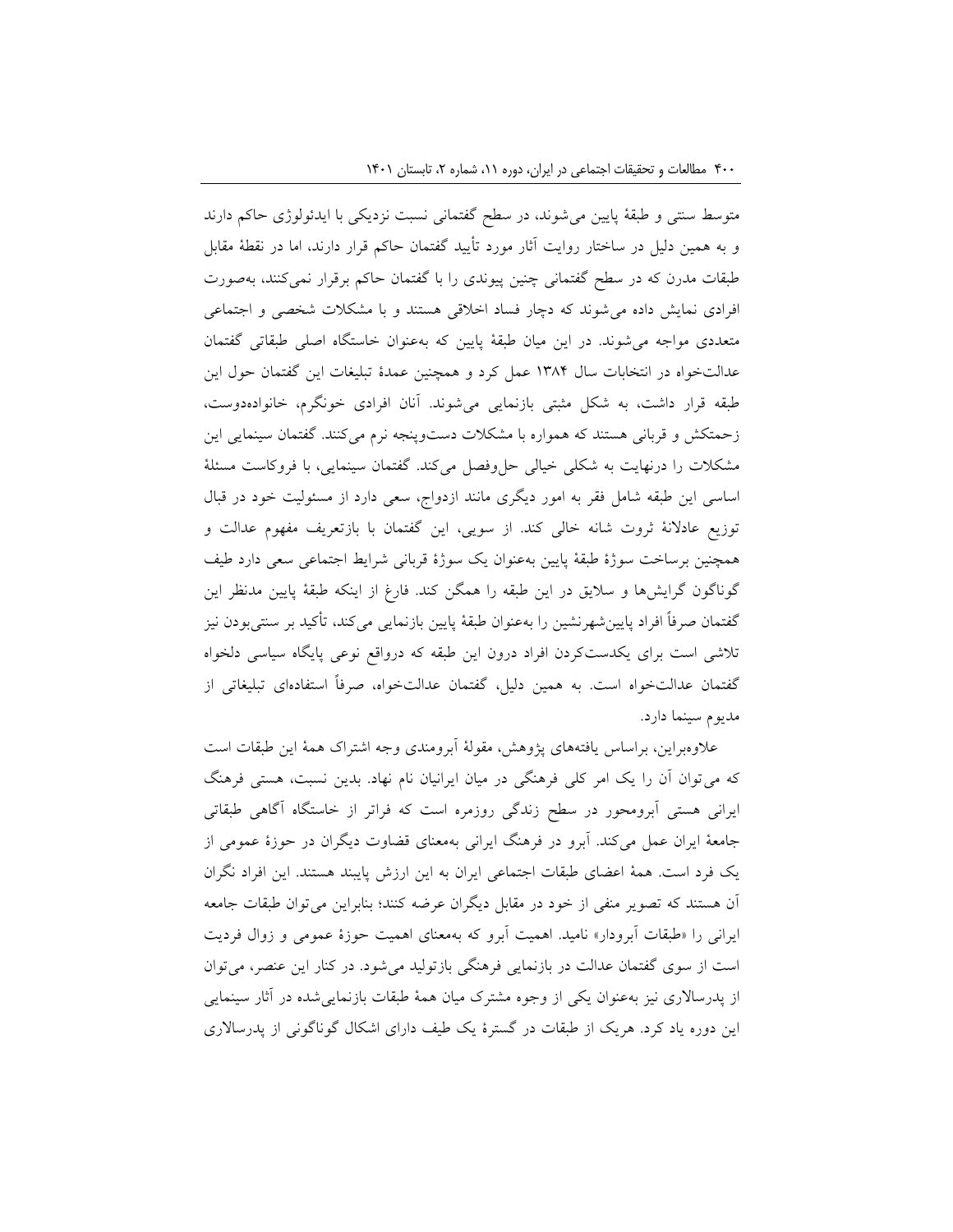متوسط سنتی و طبقهٔ پایین می‌شوند، در سطح گفتمانی نسبت نزدیکی با ایدئولوژی حاکم دارند و به همین دلیل در ساختار روایت آثار مورد تأیید گفتمان حاکم قرار دارند، اما در نقطهٔ مقابل طبقات مدرن که در سطح گفتمانی چنین پیوندی را با گفتمان حاکم برقرار نمی‌کنند، به‌صورت افرادی نمایش داده می‌شوند که دچار فساد اخلاقی هستند و با مشکلات شخصی و اجتماعی متعددی مواجه می‌شوند. در این میان طبقهٔ پایین که به‌عنوان خاستگاه اصلی طبقاتی گفتمان عدالت‌خواه در انتخابات سال ۱۳۸۴ عمل کرد و همچنین عمدهٔ تبلیغات این گفتمان حول این طبقه قرار داشت، به شکل مثبتی بازنمایی می‌شوند. آنان افرادی خونگرم، خانواده‌دوست، زحمتکش و قربانی هستند که همواره با مشکلات دست‌وپنجه نرم می‌کنند. گفتمان سینمایی این مشکلات را درنهایت به شکلی خیالی حل‌وفصل می‌کند. گفتمان سینمایی، با فروکاست مسئلهٔ اساسی این طبقه شامل فقر به امور دیگری مانند ازدواج، سعی دارد از مسئولیت خود در قبال توزیع عادلانهٔ ثروت شانه خالی کند. از سویی، این گفتمان با بازتعریف مفهوم عدالت و همچنین برساخت سوژهٔ طبقهٔ پایین به‌عنوان یک سوژهٔ قربانی شرایط اجتماعی سعی دارد طیف گوناگون گرایش‌ها و سلایق در این طبقه را همگن کند. فارغ از اینکه طبقهٔ پایین مدنظر این گفتمان صرفاً افراد پایین‌شهرنشین را به‌عنوان طبقهٔ پایین بازنمایی می‌کند، تأکید بر سنتی‌بودن نیز تلاشی است برای یکدست‌کردن افراد درون این طبقه که درواقع نوعی پایگاه سیاسی دلخواه گفتمان عدالت‌خواه است. به همین دلیل، گفتمان عدالت‌خواه، صرفاً استفاده‌ای تبلیغاتی از مدیوم سینما دارد.

علاوه‌براین، براساس یافته‌های پژوهش، مقولهٔ آبرومندی وجه اشتراک همهٔ این طبقات است که می‌توان آن را یک امر کلی فرهنگی در میان ایرانیان نام نهاد. بدین نسبت، هستی فرهنگ ایرانی هستی آبرومحور در سطح زندگی روزمره است که فراتر از خاستگاه آگاهی طبقاتی جامعهٔ ایران عمل می‌کند. آبرو در فرهنگ ایرانی به‌معنای قضاوت دیگران در حوزهٔ عمومی از یک فرد است. همهٔ اعضای طبقات اجتماعی ایران به این ارزش پایبند هستند. این افراد نگران آن هستند که تصویر منفی از خود در مقابل دیگران عرضه کنند؛ بنابراین می‌توان طبقات جامعه ایرانی را «طبقات آبرودار» نامید. اهمیت آبرو که به‌معنای اهمیت حوزهٔ عمومی و زوال فردیت است از سوی گفتمان عدالت در بازنمایی فرهنگی بازتولید می‌شود. در کنار این عنصر، می‌توان از پدرسالاری نیز به‌عنوان یکی از وجوه مشترک میان همهٔ طبقات بازنمایی‌شده در آثار سینمایی این دوره یاد کرد. هریک از طبقات در گسترهٔ یک طیف دارای اشکال گوناگونی از پدرسالاری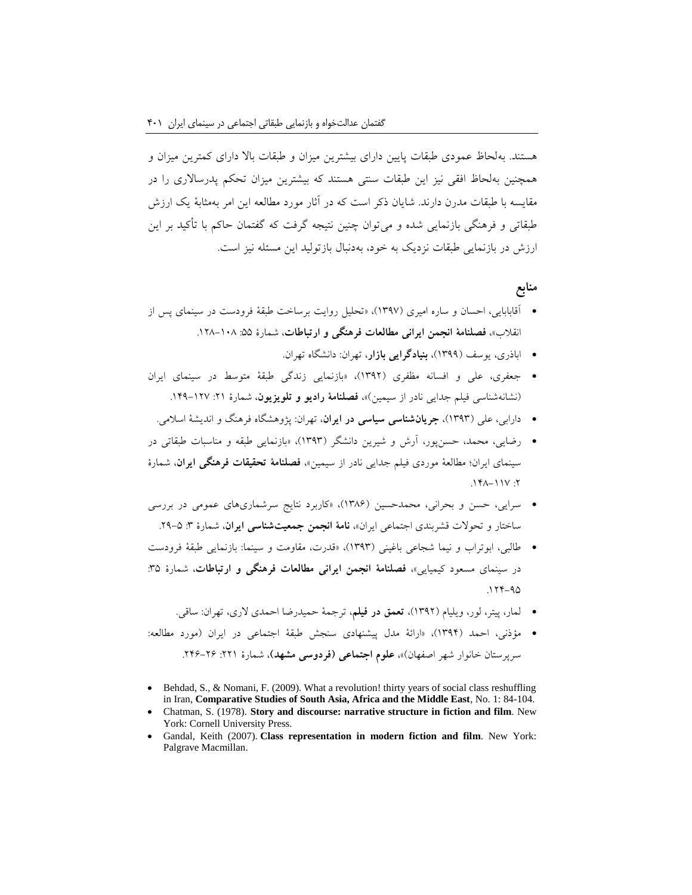هستند. به‌لحاظ عمودی طبقات پایین دارای بیشترین میزان و طبقات بالا دارای کمترین میزان و همچنین به‌لحاظ افقی نیز این طبقات سنتی هستند که بیشترین میزان تحکم پدرسالاری را در مقایسه با طبقات مدرن دارند. شایان ذکر است که در آثار مورد مطالعه این امر به‌مثابهٔ یک ارزش طبقاتی و فرهنگی بازنمایی شده و می‌توان چنین نتیجه گرفت که گفتمان حاکم با تأکید بر این ارزش در بازنمایی طبقات نزدیک به خود، به‌دنبال بازتولید این مسئله نیز است.

## منابع

- آقابابایی، احسان و ساره امیری (۱۳۹۷)، «تحلیل روایت برساخت طبقهٔ فرودست در سینمای پس از انقلاب»، **فصلنامهٔ انجمن ایرانی مطالعات فرهنگی و ارتباطات**، شمارهٔ ۵۵: ۱۰۸–۱۲۸.
- اباذری، یوسف (۱۳۹۹)، **بنیادگرایی بازار**، تهران: دانشگاه تهران.
- جعفری، علی و افسانه مظفری (۱۳۹۲)، «بازنمایی زندگی طبقهٔ متوسط در سینمای ایران (نشانه‌شناسی فیلم جدایی نادر از سیمین)»، **فصلنامهٔ رادیو و تلویزیون**، شمارهٔ ۲۱: ۱۲۷–۱۴۹.
- دارابی، علی (۱۳۹۳)، **جریان‌شناسی سیاسی در ایران**، تهران: پژوهشگاه فرهنگ و اندیشهٔ اسلامی.
- رضایی، محمد، حسن‌پور، آرش و شیرین دانشگر (۱۳۹۳)، «بازنمایی طبقه و مناسبات طبقاتی در سینمای ایران؛ مطالعهٔ موردی فیلم جدایی نادر از سیمین»، **فصلنامهٔ تحقیقات فرهنگی ایران**، شمارهٔ ۲: ۱۱۷–۱۴۸.
- سرایی، حسن و بحرانی، محمدحسین (۱۳۸۶)، «کاربرد نتایج سرشماری‌های عمومی در بررسی ساختار و تحولات قشربندی اجتماعی ایران»، **نامهٔ انجمن جمعیت‌شناسی ایران**، شمارهٔ ۳: ۵–۲۹.
- طالبی، ابوتراب و نیما شجاعی باغینی (۱۳۹۳)، «قدرت، مقاومت و سینما: بازنمایی طبقهٔ فرودست در سینمای مسعود کیمیایی»، **فصلنامهٔ انجمن ایرانی مطالعات فرهنگی و ارتباطات**، شمارهٔ ۳۵: ۹۵–۱۲۴.
- لمار، پیتر، لور، ویلیام (۱۳۹۲)، **تعمق در فیلم**، ترجمهٔ حمیدرضا احمدی لاری، تهران: ساقی.
- مؤذنی، احمد (۱۳۹۴)، «ارائهٔ مدل پیشنهادی سنجش طبقهٔ اجتماعی در ایران (مورد مطالعه: سرپرستان خانوار شهر اصفهان)»، **علوم اجتماعی (فردوسی مشهد)**، شمارهٔ ۲۲۱: ۲۶-۲۴۶.

- Behdad, S., & Nomani, F. (2009). What a revolution! thirty years of social class reshuffling in Iran, **Comparative Studies of South Asia, Africa and the Middle East**, No. 1: 84-104.
- Chatman, S. (1978). **Story and discourse: narrative structure in fiction and film**. New York: Cornell University Press.
- Gandal, Keith (2007). **Class representation in modern fiction and film**. New York: Palgrave Macmillan.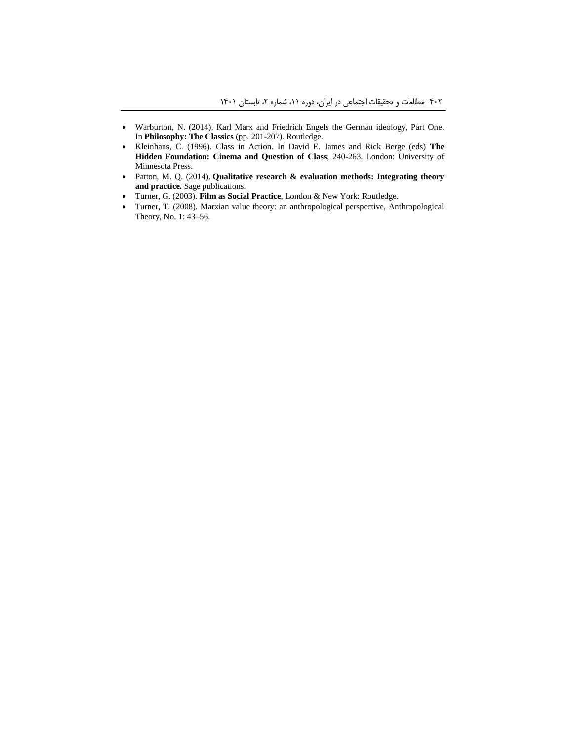- Warburton, N. (2014). Karl Marx and Friedrich Engels the German ideology, Part One. In **Philosophy: The Classics** (pp. 201-207). Routledge.
- Kleinhans, C. (1996). Class in Action. In David E. James and Rick Berge (eds) **The Hidden Foundation: Cinema and Question of Class**, 240-263. London: University of Minnesota Press.
- Patton, M. Q. (2014). **Qualitative research & evaluation methods: Integrating theory and practice.** Sage publications.
- Turner, G. (2003). **Film as Social Practice**, London & New York: Routledge.
- Turner, T. (2008). Marxian value theory: an anthropological perspective, Anthropological Theory, No. 1: 43–56.